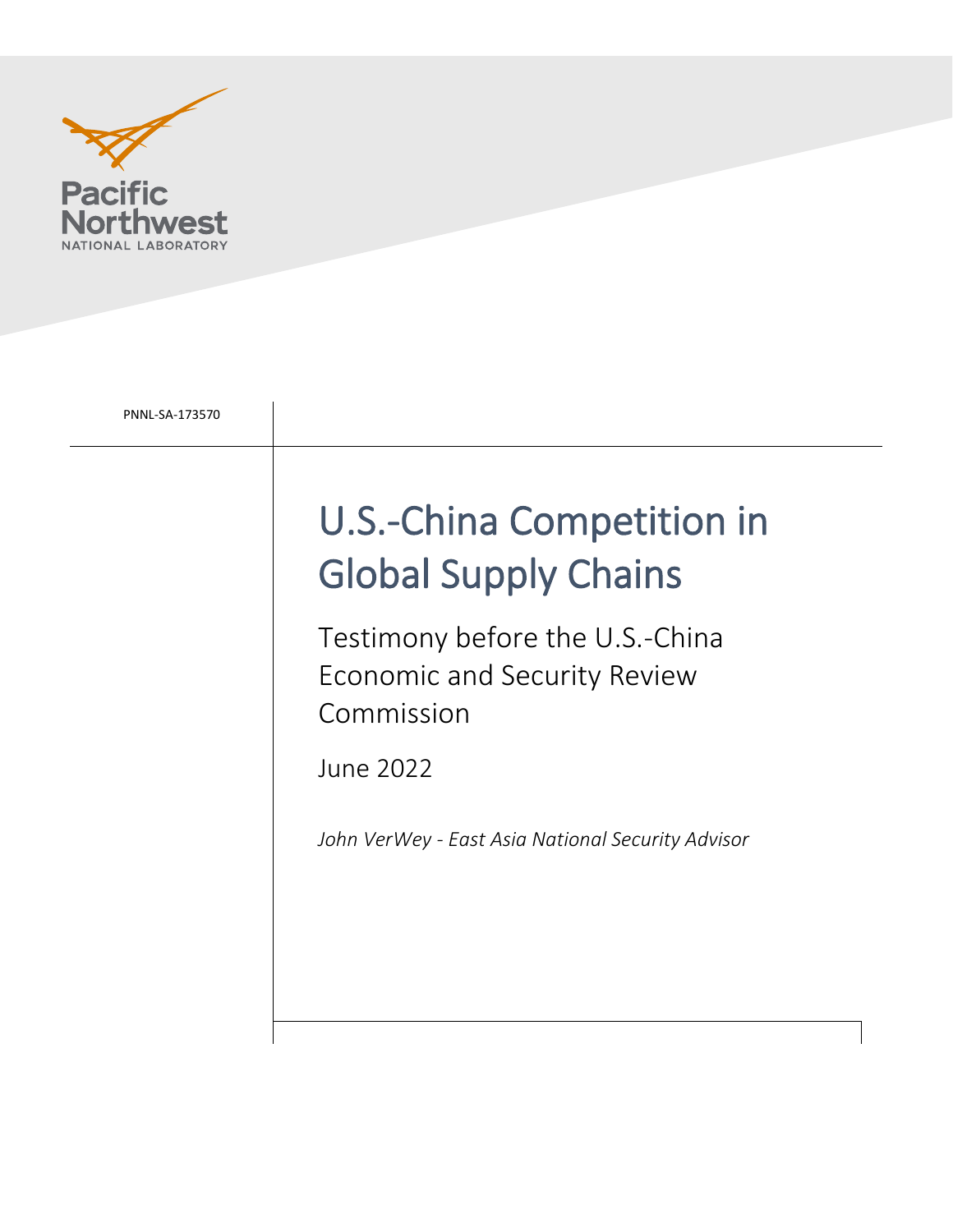Pacific Northwest NATIONAL LABORATORY

PNNL-SA-173570

# U.S.-China Competition in Global Supply Chains

## Testimony before the U.S.-China Economic and Security Review Commission

June 2022

*John VerWey - East Asia National Security Advisor*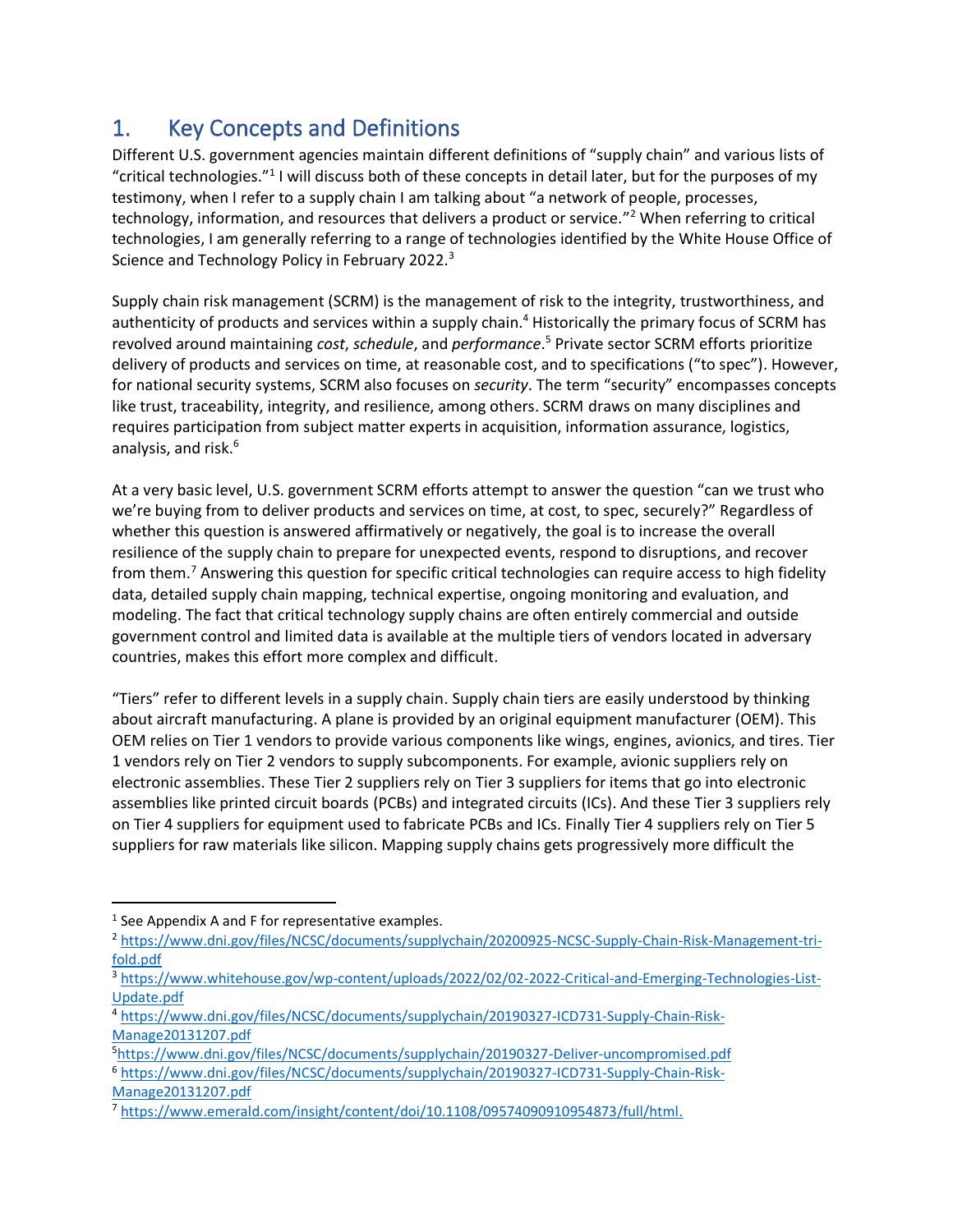# 1. Key Concepts and Definitions

Different U.S. government agencies maintain different definitions of "supply chain" and various lists of "critical technologies."[1] I will discuss both of these concepts in detail later, but for the purposes of my testimony, when I refer to a supply chain I am talking about "a network of people, processes, technology, information, and resources that delivers a product or service."[2] When referring to critical technologies, I am generally referring to a range of technologies identified by the White House Office of Science and Technology Policy in February 2022.[3]

Supply chain risk management (SCRM) is the management of risk to the integrity, trustworthiness, and authenticity of products and services within a supply chain.[4] Historically the primary focus of SCRM has revolved around maintaining *cost*, *schedule*, and *performance*.[5] Private sector SCRM efforts prioritize delivery of products and services on time, at reasonable cost, and to specifications ("to spec"). However, for national security systems, SCRM also focuses on *security*. The term "security" encompasses concepts like trust, traceability, integrity, and resilience, among others. SCRM draws on many disciplines and requires participation from subject matter experts in acquisition, information assurance, logistics, analysis, and risk.[6]

At a very basic level, U.S. government SCRM efforts attempt to answer the question "can we trust who we're buying from to deliver products and services on time, at cost, to spec, securely?" Regardless of whether this question is answered affirmatively or negatively, the goal is to increase the overall resilience of the supply chain to prepare for unexpected events, respond to disruptions, and recover from them.[7] Answering this question for specific critical technologies can require access to high fidelity data, detailed supply chain mapping, technical expertise, ongoing monitoring and evaluation, and modeling. The fact that critical technology supply chains are often entirely commercial and outside government control and limited data is available at the multiple tiers of vendors located in adversary countries, makes this effort more complex and difficult.

"Tiers" refer to different levels in a supply chain. Supply chain tiers are easily understood by thinking about aircraft manufacturing. A plane is provided by an original equipment manufacturer (OEM). This OEM relies on Tier 1 vendors to provide various components like wings, engines, avionics, and tires. Tier 1 vendors rely on Tier 2 vendors to supply subcomponents. For example, avionic suppliers rely on electronic assemblies. These Tier 2 suppliers rely on Tier 3 suppliers for items that go into electronic assemblies like printed circuit boards (PCBs) and integrated circuits (ICs). And these Tier 3 suppliers rely on Tier 4 suppliers for equipment used to fabricate PCBs and ICs. Finally Tier 4 suppliers rely on Tier 5 suppliers for raw materials like silicon. Mapping supply chains gets progressively more difficult the

---

[1] See Appendix A and F for representative examples.

[2] https://www.dni.gov/files/NCSC/documents/supplychain/20200925-NCSC-Supply-Chain-Risk-Management-tri-fold.pdf

[3] https://www.whitehouse.gov/wp-content/uploads/2022/02/02-2022-Critical-and-Emerging-Technologies-List-Update.pdf

[4] https://www.dni.gov/files/NCSC/documents/supplychain/20190327-ICD731-Supply-Chain-Risk-Manage20131207.pdf

[5] https://www.dni.gov/files/NCSC/documents/supplychain/20190327-Deliver-uncompromised.pdf

[6] https://www.dni.gov/files/NCSC/documents/supplychain/20190327-ICD731-Supply-Chain-Risk-Manage20131207.pdf

[7] https://www.emerald.com/insight/content/doi/10.1108/09574090910954873/full/html.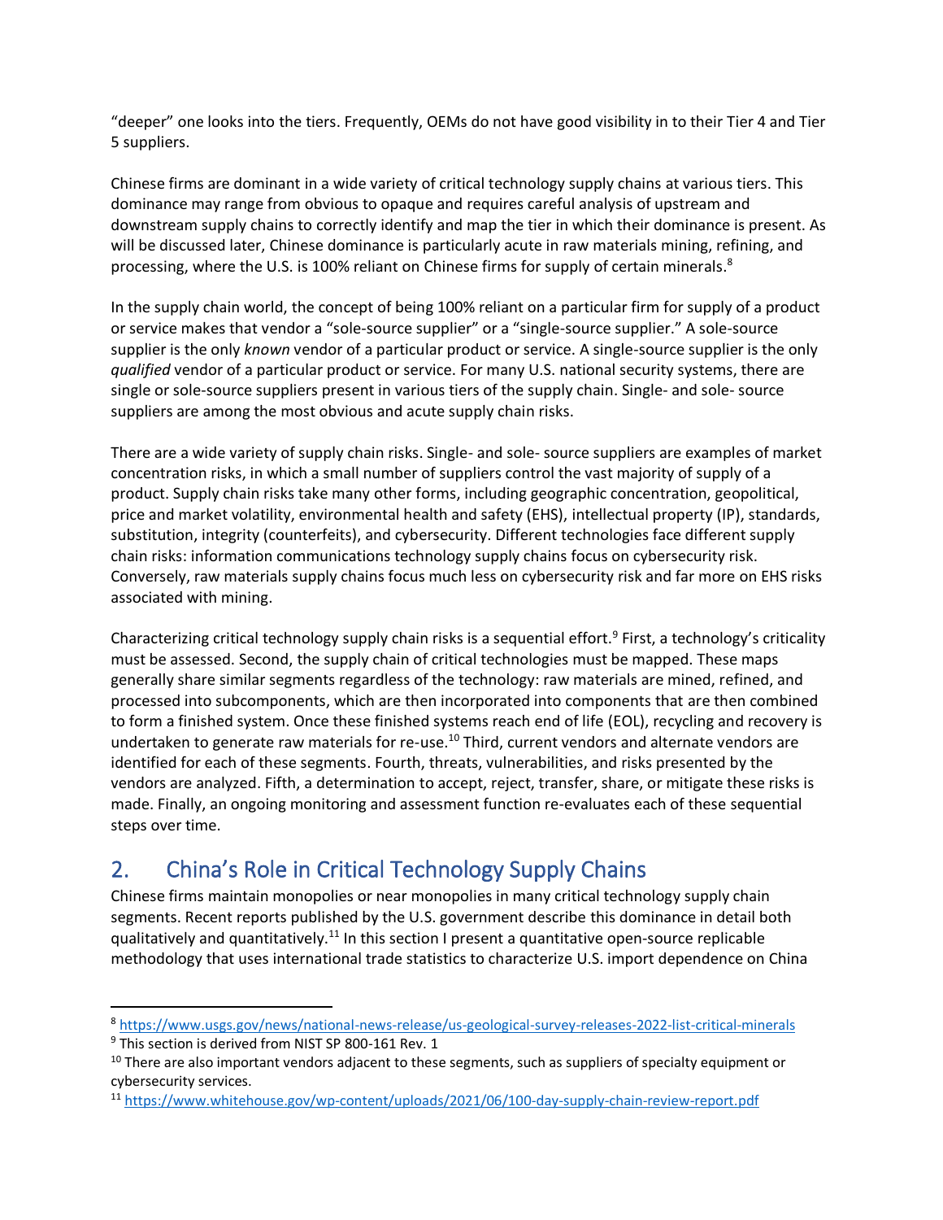"deeper" one looks into the tiers. Frequently, OEMs do not have good visibility in to their Tier 4 and Tier 5 suppliers.

Chinese firms are dominant in a wide variety of critical technology supply chains at various tiers. This dominance may range from obvious to opaque and requires careful analysis of upstream and downstream supply chains to correctly identify and map the tier in which their dominance is present. As will be discussed later, Chinese dominance is particularly acute in raw materials mining, refining, and processing, where the U.S. is 100% reliant on Chinese firms for supply of certain minerals.[8]

In the supply chain world, the concept of being 100% reliant on a particular firm for supply of a product or service makes that vendor a "sole-source supplier" or a "single-source supplier." A sole-source supplier is the only *known* vendor of a particular product or service. A single-source supplier is the only *qualified* vendor of a particular product or service. For many U.S. national security systems, there are single or sole-source suppliers present in various tiers of the supply chain. Single- and sole- source suppliers are among the most obvious and acute supply chain risks.

There are a wide variety of supply chain risks. Single- and sole- source suppliers are examples of market concentration risks, in which a small number of suppliers control the vast majority of supply of a product. Supply chain risks take many other forms, including geographic concentration, geopolitical, price and market volatility, environmental health and safety (EHS), intellectual property (IP), standards, substitution, integrity (counterfeits), and cybersecurity. Different technologies face different supply chain risks: information communications technology supply chains focus on cybersecurity risk. Conversely, raw materials supply chains focus much less on cybersecurity risk and far more on EHS risks associated with mining.

Characterizing critical technology supply chain risks is a sequential effort.[9] First, a technology's criticality must be assessed. Second, the supply chain of critical technologies must be mapped. These maps generally share similar segments regardless of the technology: raw materials are mined, refined, and processed into subcomponents, which are then incorporated into components that are then combined to form a finished system. Once these finished systems reach end of life (EOL), recycling and recovery is undertaken to generate raw materials for re-use.[10] Third, current vendors and alternate vendors are identified for each of these segments. Fourth, threats, vulnerabilities, and risks presented by the vendors are analyzed. Fifth, a determination to accept, reject, transfer, share, or mitigate these risks is made. Finally, an ongoing monitoring and assessment function re-evaluates each of these sequential steps over time.

## 2. China's Role in Critical Technology Supply Chains

Chinese firms maintain monopolies or near monopolies in many critical technology supply chain segments. Recent reports published by the U.S. government describe this dominance in detail both qualitatively and quantitatively.[11] In this section I present a quantitative open-source replicable methodology that uses international trade statistics to characterize U.S. import dependence on China

---

[8] https://www.usgs.gov/news/national-news-release/us-geological-survey-releases-2022-list-critical-minerals

[9] This section is derived from NIST SP 800-161 Rev. 1

[10] There are also important vendors adjacent to these segments, such as suppliers of specialty equipment or cybersecurity services.

[11] https://www.whitehouse.gov/wp-content/uploads/2021/06/100-day-supply-chain-review-report.pdf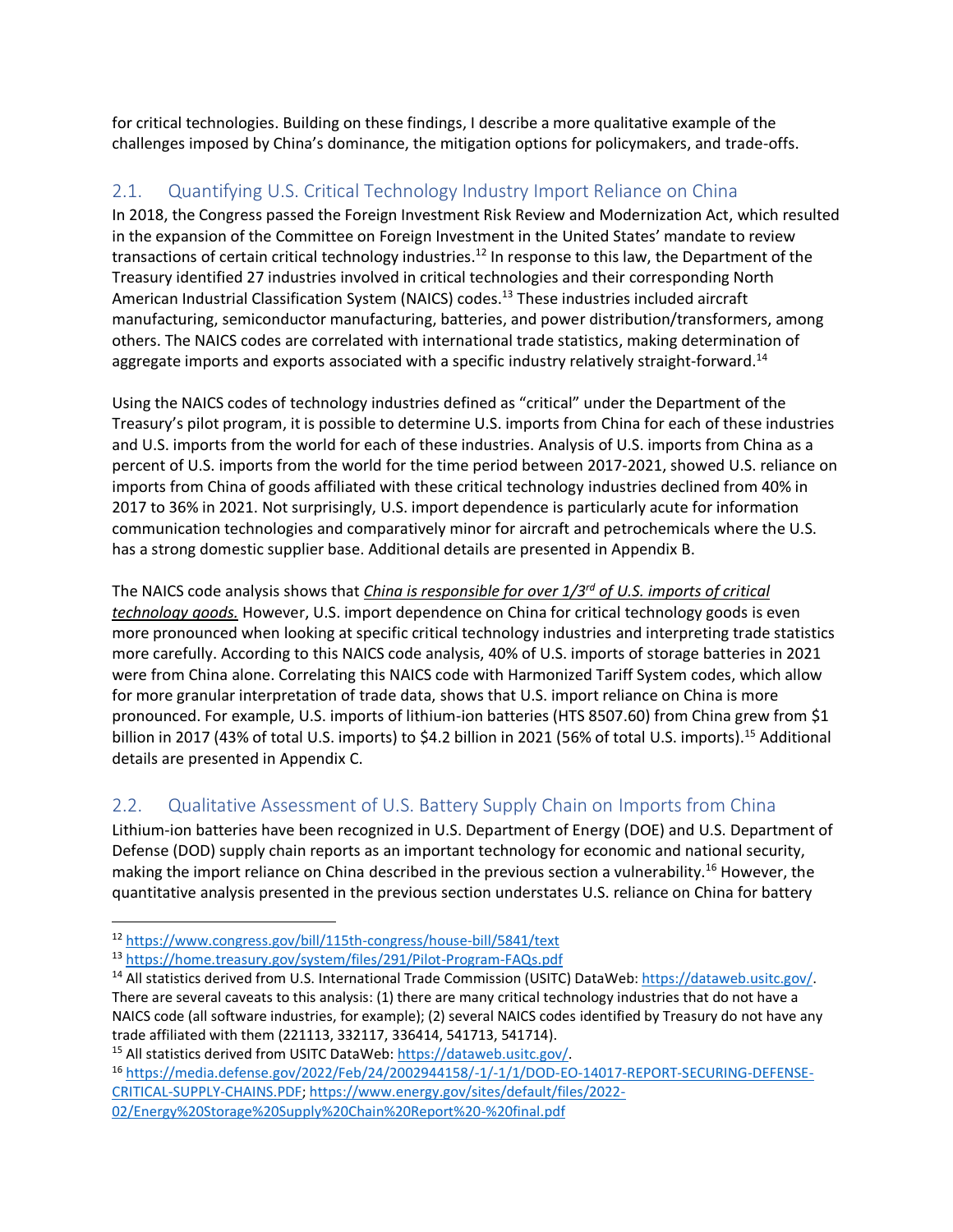for critical technologies. Building on these findings, I describe a more qualitative example of the challenges imposed by China's dominance, the mitigation options for policymakers, and trade-offs.

## 2.1. Quantifying U.S. Critical Technology Industry Import Reliance on China

In 2018, the Congress passed the Foreign Investment Risk Review and Modernization Act, which resulted in the expansion of the Committee on Foreign Investment in the United States' mandate to review transactions of certain critical technology industries.[12] In response to this law, the Department of the Treasury identified 27 industries involved in critical technologies and their corresponding North American Industrial Classification System (NAICS) codes.[13] These industries included aircraft manufacturing, semiconductor manufacturing, batteries, and power distribution/transformers, among others. The NAICS codes are correlated with international trade statistics, making determination of aggregate imports and exports associated with a specific industry relatively straight-forward.[14]

Using the NAICS codes of technology industries defined as "critical" under the Department of the Treasury's pilot program, it is possible to determine U.S. imports from China for each of these industries and U.S. imports from the world for each of these industries. Analysis of U.S. imports from China as a percent of U.S. imports from the world for the time period between 2017-2021, showed U.S. reliance on imports from China of goods affiliated with these critical technology industries declined from 40% in 2017 to 36% in 2021. Not surprisingly, U.S. import dependence is particularly acute for information communication technologies and comparatively minor for aircraft and petrochemicals where the U.S. has a strong domestic supplier base. Additional details are presented in Appendix B.

The NAICS code analysis shows that ***China is responsible for over 1/3rd of U.S. imports of critical technology goods.*** However, U.S. import dependence on China for critical technology goods is even more pronounced when looking at specific critical technology industries and interpreting trade statistics more carefully. According to this NAICS code analysis, 40% of U.S. imports of storage batteries in 2021 were from China alone. Correlating this NAICS code with Harmonized Tariff System codes, which allow for more granular interpretation of trade data, shows that U.S. import reliance on China is more pronounced. For example, U.S. imports of lithium-ion batteries (HTS 8507.60) from China grew from $1 billion in 2017 (43% of total U.S. imports) to $4.2 billion in 2021 (56% of total U.S. imports).[15] Additional details are presented in Appendix C.

## 2.2. Qualitative Assessment of U.S. Battery Supply Chain on Imports from China

Lithium-ion batteries have been recognized in U.S. Department of Energy (DOE) and U.S. Department of Defense (DOD) supply chain reports as an important technology for economic and national security, making the import reliance on China described in the previous section a vulnerability.[16] However, the quantitative analysis presented in the previous section understates U.S. reliance on China for battery

---

[12] https://www.congress.gov/bill/115th-congress/house-bill/5841/text

[13] https://home.treasury.gov/system/files/291/Pilot-Program-FAQs.pdf

[14] All statistics derived from U.S. International Trade Commission (USITC) DataWeb: https://dataweb.usitc.gov/. There are several caveats to this analysis: (1) there are many critical technology industries that do not have a NAICS code (all software industries, for example); (2) several NAICS codes identified by Treasury do not have any trade affiliated with them (221113, 332117, 336414, 541713, 541714).

[15] All statistics derived from USITC DataWeb: https://dataweb.usitc.gov/.

[16] https://media.defense.gov/2022/Feb/24/2002944158/-1/-1/1/DOD-EO-14017-REPORT-SECURING-DEFENSE-CRITICAL-SUPPLY-CHAINS.PDF; https://www.energy.gov/sites/default/files/2022-02/Energy%20Storage%20Supply%20Chain%20Report%20-%20final.pdf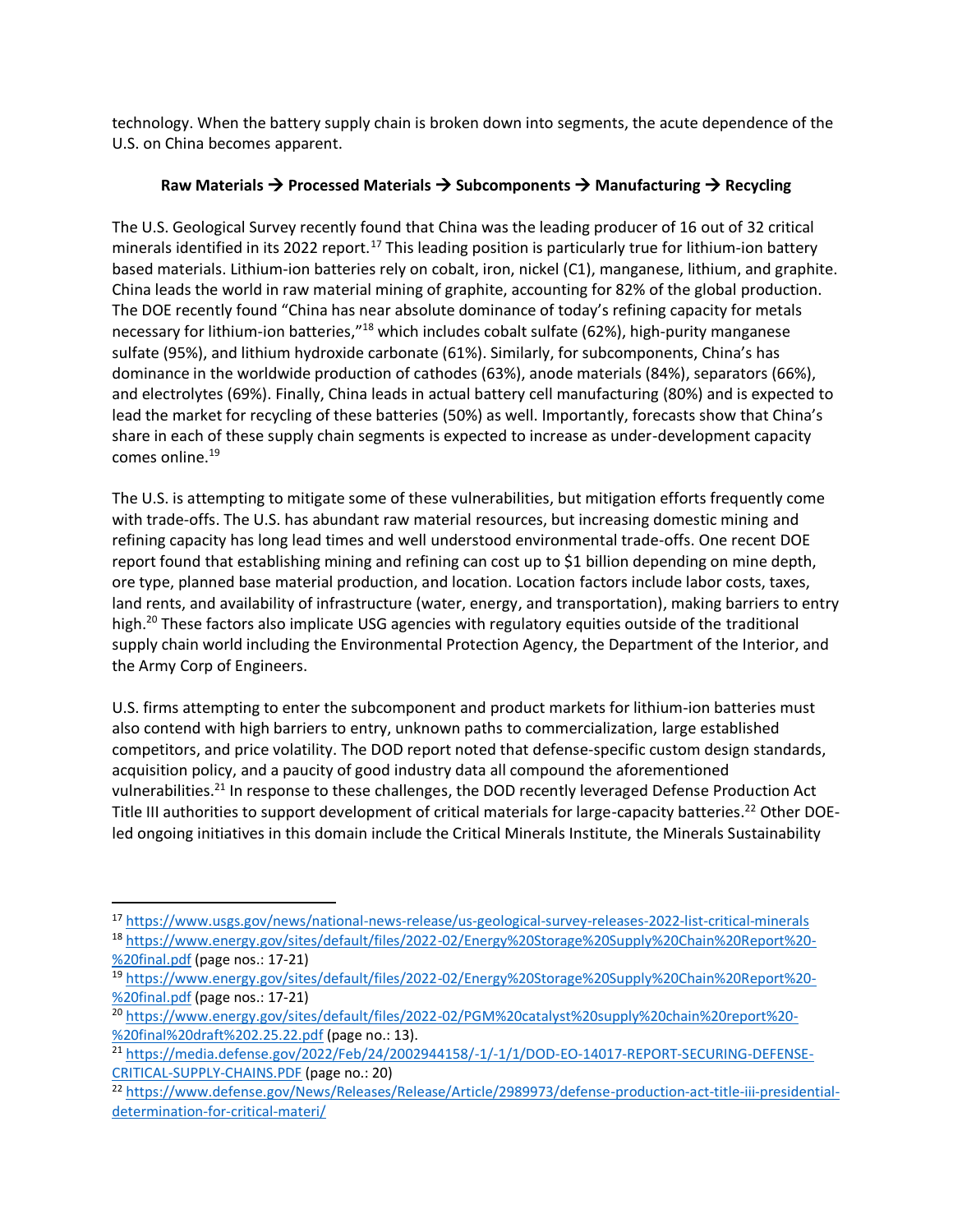technology. When the battery supply chain is broken down into segments, the acute dependence of the U.S. on China becomes apparent.

**Raw Materials → Processed Materials → Subcomponents → Manufacturing → Recycling**

The U.S. Geological Survey recently found that China was the leading producer of 16 out of 32 critical minerals identified in its 2022 report.[17] This leading position is particularly true for lithium-ion battery based materials. Lithium-ion batteries rely on cobalt, iron, nickel (C1), manganese, lithium, and graphite. China leads the world in raw material mining of graphite, accounting for 82% of the global production. The DOE recently found "China has near absolute dominance of today's refining capacity for metals necessary for lithium-ion batteries,"[18] which includes cobalt sulfate (62%), high-purity manganese sulfate (95%), and lithium hydroxide carbonate (61%). Similarly, for subcomponents, China's has dominance in the worldwide production of cathodes (63%), anode materials (84%), separators (66%), and electrolytes (69%). Finally, China leads in actual battery cell manufacturing (80%) and is expected to lead the market for recycling of these batteries (50%) as well. Importantly, forecasts show that China's share in each of these supply chain segments is expected to increase as under-development capacity comes online.[19]

The U.S. is attempting to mitigate some of these vulnerabilities, but mitigation efforts frequently come with trade-offs. The U.S. has abundant raw material resources, but increasing domestic mining and refining capacity has long lead times and well understood environmental trade-offs. One recent DOE report found that establishing mining and refining can cost up to $1 billion depending on mine depth, ore type, planned base material production, and location. Location factors include labor costs, taxes, land rents, and availability of infrastructure (water, energy, and transportation), making barriers to entry high.[20] These factors also implicate USG agencies with regulatory equities outside of the traditional supply chain world including the Environmental Protection Agency, the Department of the Interior, and the Army Corp of Engineers.

U.S. firms attempting to enter the subcomponent and product markets for lithium-ion batteries must also contend with high barriers to entry, unknown paths to commercialization, large established competitors, and price volatility. The DOD report noted that defense-specific custom design standards, acquisition policy, and a paucity of good industry data all compound the aforementioned vulnerabilities.[21] In response to these challenges, the DOD recently leveraged Defense Production Act Title III authorities to support development of critical materials for large-capacity batteries.[22] Other DOE-led ongoing initiatives in this domain include the Critical Minerals Institute, the Minerals Sustainability

---

[17] https://www.usgs.gov/news/national-news-release/us-geological-survey-releases-2022-list-critical-minerals

[18] https://www.energy.gov/sites/default/files/2022-02/Energy%20Storage%20Supply%20Chain%20Report%20-%20final.pdf (page nos.: 17-21)

[19] https://www.energy.gov/sites/default/files/2022-02/Energy%20Storage%20Supply%20Chain%20Report%20-%20final.pdf (page nos.: 17-21)

[20] https://www.energy.gov/sites/default/files/2022-02/PGM%20catalyst%20supply%20chain%20report%20-%20final%20draft%202.25.22.pdf (page no.: 13).

[21] https://media.defense.gov/2022/Feb/24/2002944158/-1/-1/1/DOD-EO-14017-REPORT-SECURING-DEFENSE-CRITICAL-SUPPLY-CHAINS.PDF (page no.: 20)

[22] https://www.defense.gov/News/Releases/Release/Article/2989973/defense-production-act-title-iii-presidential-determination-for-critical-materi/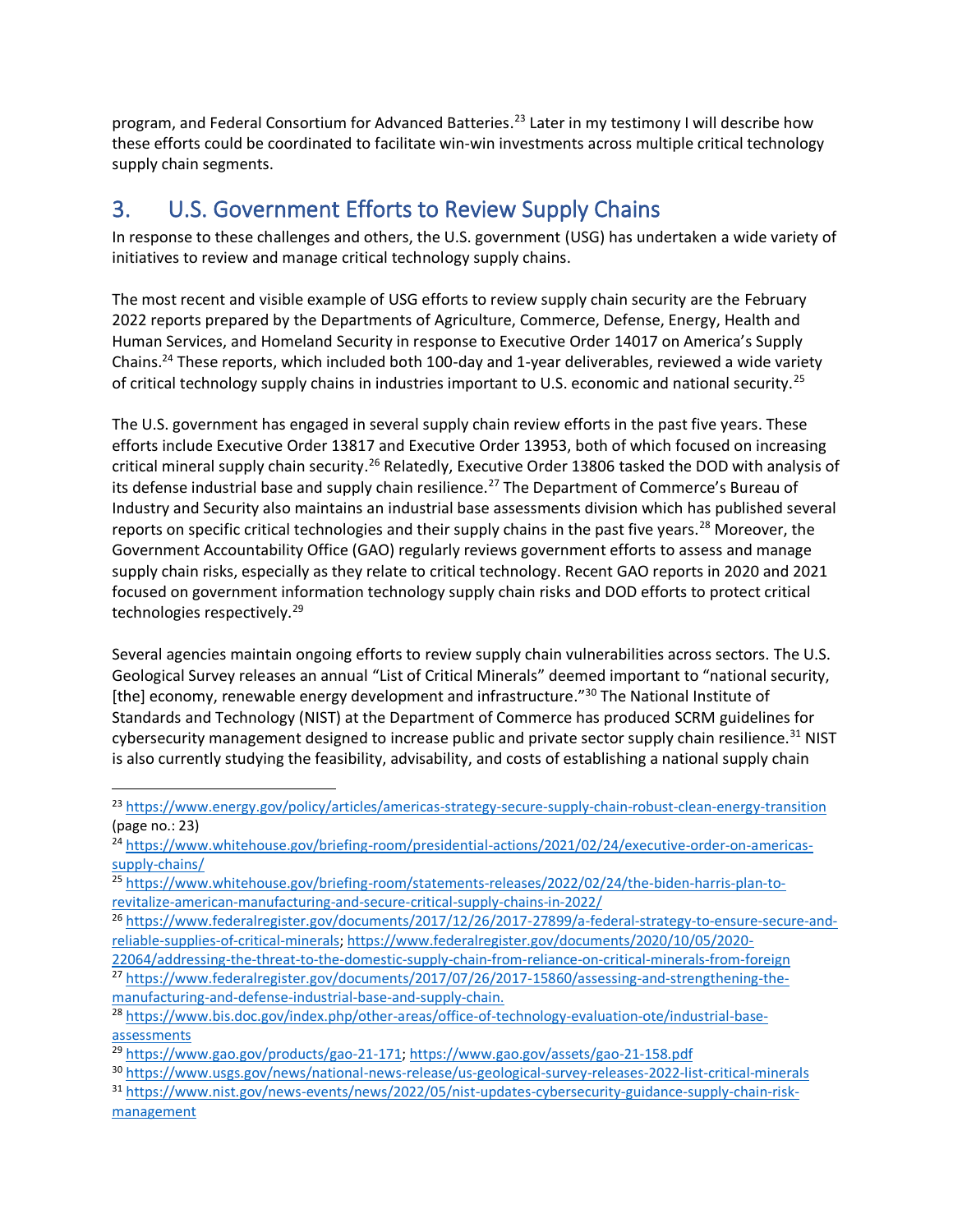program, and Federal Consortium for Advanced Batteries.[23] Later in my testimony I will describe how these efforts could be coordinated to facilitate win-win investments across multiple critical technology supply chain segments.

## 3. U.S. Government Efforts to Review Supply Chains

In response to these challenges and others, the U.S. government (USG) has undertaken a wide variety of initiatives to review and manage critical technology supply chains.

The most recent and visible example of USG efforts to review supply chain security are the February 2022 reports prepared by the Departments of Agriculture, Commerce, Defense, Energy, Health and Human Services, and Homeland Security in response to Executive Order 14017 on America's Supply Chains.[24] These reports, which included both 100-day and 1-year deliverables, reviewed a wide variety of critical technology supply chains in industries important to U.S. economic and national security.[25]

The U.S. government has engaged in several supply chain review efforts in the past five years. These efforts include Executive Order 13817 and Executive Order 13953, both of which focused on increasing critical mineral supply chain security.[26] Relatedly, Executive Order 13806 tasked the DOD with analysis of its defense industrial base and supply chain resilience.[27] The Department of Commerce's Bureau of Industry and Security also maintains an industrial base assessments division which has published several reports on specific critical technologies and their supply chains in the past five years.[28] Moreover, the Government Accountability Office (GAO) regularly reviews government efforts to assess and manage supply chain risks, especially as they relate to critical technology. Recent GAO reports in 2020 and 2021 focused on government information technology supply chain risks and DOD efforts to protect critical technologies respectively.[29]

Several agencies maintain ongoing efforts to review supply chain vulnerabilities across sectors. The U.S. Geological Survey releases an annual "List of Critical Minerals" deemed important to "national security, [the] economy, renewable energy development and infrastructure."[30] The National Institute of Standards and Technology (NIST) at the Department of Commerce has produced SCRM guidelines for cybersecurity management designed to increase public and private sector supply chain resilience.[31] NIST is also currently studying the feasibility, advisability, and costs of establishing a national supply chain

---

[23] https://www.energy.gov/policy/articles/americas-strategy-secure-supply-chain-robust-clean-energy-transition (page no.: 23)

[24] https://www.whitehouse.gov/briefing-room/presidential-actions/2021/02/24/executive-order-on-americas-supply-chains/

[25] https://www.whitehouse.gov/briefing-room/statements-releases/2022/02/24/the-biden-harris-plan-to-revitalize-american-manufacturing-and-secure-critical-supply-chains-in-2022/

[26] https://www.federalregister.gov/documents/2017/12/26/2017-27899/a-federal-strategy-to-ensure-secure-and-reliable-supplies-of-critical-minerals; https://www.federalregister.gov/documents/2020/10/05/2020-22064/addressing-the-threat-to-the-domestic-supply-chain-from-reliance-on-critical-minerals-from-foreign

[27] https://www.federalregister.gov/documents/2017/07/26/2017-15860/assessing-and-strengthening-the-manufacturing-and-defense-industrial-base-and-supply-chain.

[28] https://www.bis.doc.gov/index.php/other-areas/office-of-technology-evaluation-ote/industrial-base-assessments

[29] https://www.gao.gov/products/gao-21-171; https://www.gao.gov/assets/gao-21-158.pdf

[30] https://www.usgs.gov/news/national-news-release/us-geological-survey-releases-2022-list-critical-minerals

[31] https://www.nist.gov/news-events/news/2022/05/nist-updates-cybersecurity-guidance-supply-chain-risk-management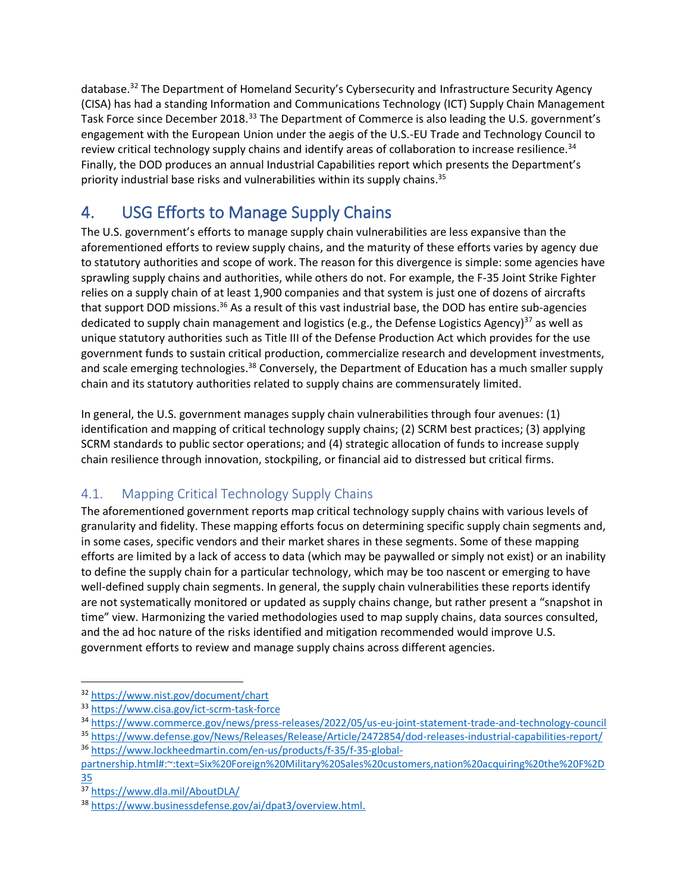database.[32] The Department of Homeland Security's Cybersecurity and Infrastructure Security Agency (CISA) has had a standing Information and Communications Technology (ICT) Supply Chain Management Task Force since December 2018.[33] The Department of Commerce is also leading the U.S. government's engagement with the European Union under the aegis of the U.S.-EU Trade and Technology Council to review critical technology supply chains and identify areas of collaboration to increase resilience.[34] Finally, the DOD produces an annual Industrial Capabilities report which presents the Department's priority industrial base risks and vulnerabilities within its supply chains.[35]

# 4. USG Efforts to Manage Supply Chains

The U.S. government's efforts to manage supply chain vulnerabilities are less expansive than the aforementioned efforts to review supply chains, and the maturity of these efforts varies by agency due to statutory authorities and scope of work. The reason for this divergence is simple: some agencies have sprawling supply chains and authorities, while others do not. For example, the F-35 Joint Strike Fighter relies on a supply chain of at least 1,900 companies and that system is just one of dozens of aircrafts that support DOD missions.[36] As a result of this vast industrial base, the DOD has entire sub-agencies dedicated to supply chain management and logistics (e.g., the Defense Logistics Agency)[37] as well as unique statutory authorities such as Title III of the Defense Production Act which provides for the use government funds to sustain critical production, commercialize research and development investments, and scale emerging technologies.[38] Conversely, the Department of Education has a much smaller supply chain and its statutory authorities related to supply chains are commensurately limited.

In general, the U.S. government manages supply chain vulnerabilities through four avenues: (1) identification and mapping of critical technology supply chains; (2) SCRM best practices; (3) applying SCRM standards to public sector operations; and (4) strategic allocation of funds to increase supply chain resilience through innovation, stockpiling, or financial aid to distressed but critical firms.

## 4.1. Mapping Critical Technology Supply Chains

The aforementioned government reports map critical technology supply chains with various levels of granularity and fidelity. These mapping efforts focus on determining specific supply chain segments and, in some cases, specific vendors and their market shares in these segments. Some of these mapping efforts are limited by a lack of access to data (which may be paywalled or simply not exist) or an inability to define the supply chain for a particular technology, which may be too nascent or emerging to have well-defined supply chain segments. In general, the supply chain vulnerabilities these reports identify are not systematically monitored or updated as supply chains change, but rather present a "snapshot in time" view. Harmonizing the varied methodologies used to map supply chains, data sources consulted, and the ad hoc nature of the risks identified and mitigation recommended would improve U.S. government efforts to review and manage supply chains across different agencies.

---

[32] https://www.nist.gov/document/chart

[33] https://www.cisa.gov/ict-scrm-task-force

[34] https://www.commerce.gov/news/press-releases/2022/05/us-eu-joint-statement-trade-and-technology-council

[35] https://www.defense.gov/News/Releases/Release/Article/2472854/dod-releases-industrial-capabilities-report/

[36] https://www.lockheedmartin.com/en-us/products/f-35/f-35-global-partnership.html#:~:text=Six%20Foreign%20Military%20Sales%20customers,nation%20acquiring%20the%20F%2D35

[37] https://www.dla.mil/AboutDLA/

[38] https://www.businessdefense.gov/ai/dpat3/overview.html.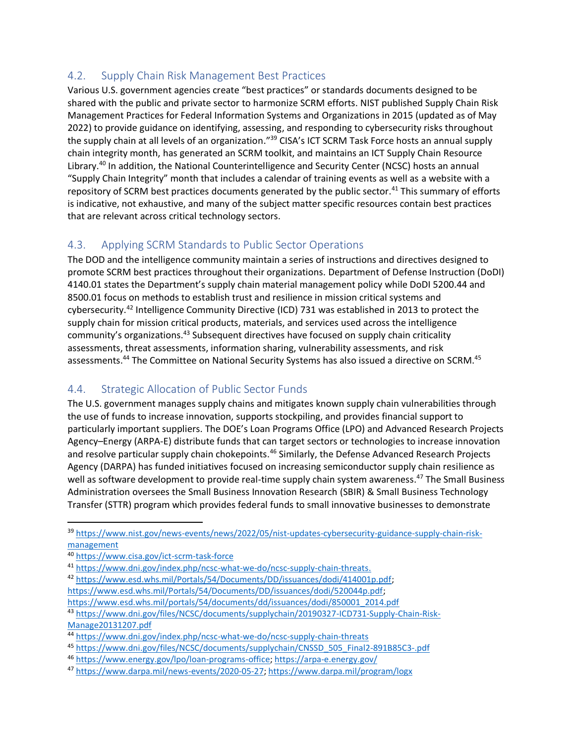## 4.2. Supply Chain Risk Management Best Practices

Various U.S. government agencies create "best practices" or standards documents designed to be shared with the public and private sector to harmonize SCRM efforts. NIST published Supply Chain Risk Management Practices for Federal Information Systems and Organizations in 2015 (updated as of May 2022) to provide guidance on identifying, assessing, and responding to cybersecurity risks throughout the supply chain at all levels of an organization."[39] CISA's ICT SCRM Task Force hosts an annual supply chain integrity month, has generated an SCRM toolkit, and maintains an ICT Supply Chain Resource Library.[40] In addition, the National Counterintelligence and Security Center (NCSC) hosts an annual "Supply Chain Integrity" month that includes a calendar of training events as well as a website with a repository of SCRM best practices documents generated by the public sector.[41] This summary of efforts is indicative, not exhaustive, and many of the subject matter specific resources contain best practices that are relevant across critical technology sectors.

## 4.3. Applying SCRM Standards to Public Sector Operations

The DOD and the intelligence community maintain a series of instructions and directives designed to promote SCRM best practices throughout their organizations. Department of Defense Instruction (DoDI) 4140.01 states the Department's supply chain material management policy while DoDI 5200.44 and 8500.01 focus on methods to establish trust and resilience in mission critical systems and cybersecurity.[42] Intelligence Community Directive (ICD) 731 was established in 2013 to protect the supply chain for mission critical products, materials, and services used across the intelligence community's organizations.[43] Subsequent directives have focused on supply chain criticality assessments, threat assessments, information sharing, vulnerability assessments, and risk assessments.[44] The Committee on National Security Systems has also issued a directive on SCRM.[45]

## 4.4. Strategic Allocation of Public Sector Funds

The U.S. government manages supply chains and mitigates known supply chain vulnerabilities through the use of funds to increase innovation, supports stockpiling, and provides financial support to particularly important suppliers. The DOE's Loan Programs Office (LPO) and Advanced Research Projects Agency–Energy (ARPA-E) distribute funds that can target sectors or technologies to increase innovation and resolve particular supply chain chokepoints.[46] Similarly, the Defense Advanced Research Projects Agency (DARPA) has funded initiatives focused on increasing semiconductor supply chain resilience as well as software development to provide real-time supply chain system awareness.[47] The Small Business Administration oversees the Small Business Innovation Research (SBIR) & Small Business Technology Transfer (STTR) program which provides federal funds to small innovative businesses to demonstrate

---

[39] https://www.nist.gov/news-events/news/2022/05/nist-updates-cybersecurity-guidance-supply-chain-risk-management

[40] https://www.cisa.gov/ict-scrm-task-force

[41] https://www.dni.gov/index.php/ncsc-what-we-do/ncsc-supply-chain-threats.

[42] https://www.esd.whs.mil/Portals/54/Documents/DD/issuances/dodi/414001p.pdf; https://www.esd.whs.mil/Portals/54/Documents/DD/issuances/dodi/520044p.pdf; https://www.esd.whs.mil/portals/54/documents/dd/issuances/dodi/850001_2014.pdf

[43] https://www.dni.gov/files/NCSC/documents/supplychain/20190327-ICD731-Supply-Chain-Risk-Manage20131207.pdf

[44] https://www.dni.gov/index.php/ncsc-what-we-do/ncsc-supply-chain-threats

[45] https://www.dni.gov/files/NCSC/documents/supplychain/CNSSD_505_Final2-891B85C3-.pdf

[46] https://www.energy.gov/lpo/loan-programs-office; https://arpa-e.energy.gov/

[47] https://www.darpa.mil/news-events/2020-05-27; https://www.darpa.mil/program/logx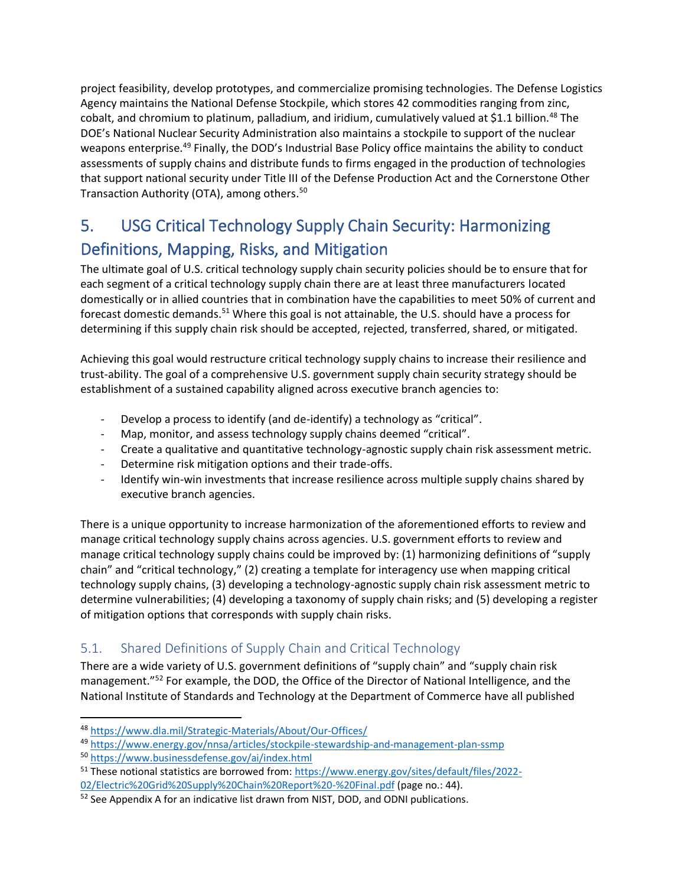project feasibility, develop prototypes, and commercialize promising technologies. The Defense Logistics Agency maintains the National Defense Stockpile, which stores 42 commodities ranging from zinc, cobalt, and chromium to platinum, palladium, and iridium, cumulatively valued at $1.1 billion.[48] The DOE's National Nuclear Security Administration also maintains a stockpile to support of the nuclear weapons enterprise.[49] Finally, the DOD's Industrial Base Policy office maintains the ability to conduct assessments of supply chains and distribute funds to firms engaged in the production of technologies that support national security under Title III of the Defense Production Act and the Cornerstone Other Transaction Authority (OTA), among others.[50]

# 5. USG Critical Technology Supply Chain Security: Harmonizing Definitions, Mapping, Risks, and Mitigation

The ultimate goal of U.S. critical technology supply chain security policies should be to ensure that for each segment of a critical technology supply chain there are at least three manufacturers located domestically or in allied countries that in combination have the capabilities to meet 50% of current and forecast domestic demands.[51] Where this goal is not attainable, the U.S. should have a process for determining if this supply chain risk should be accepted, rejected, transferred, shared, or mitigated.

Achieving this goal would restructure critical technology supply chains to increase their resilience and trust-ability. The goal of a comprehensive U.S. government supply chain security strategy should be establishment of a sustained capability aligned across executive branch agencies to:

- Develop a process to identify (and de-identify) a technology as "critical".
- Map, monitor, and assess technology supply chains deemed "critical".
- Create a qualitative and quantitative technology-agnostic supply chain risk assessment metric.
- Determine risk mitigation options and their trade-offs.
- Identify win-win investments that increase resilience across multiple supply chains shared by executive branch agencies.

There is a unique opportunity to increase harmonization of the aforementioned efforts to review and manage critical technology supply chains across agencies. U.S. government efforts to review and manage critical technology supply chains could be improved by: (1) harmonizing definitions of "supply chain" and "critical technology," (2) creating a template for interagency use when mapping critical technology supply chains, (3) developing a technology-agnostic supply chain risk assessment metric to determine vulnerabilities; (4) developing a taxonomy of supply chain risks; and (5) developing a register of mitigation options that corresponds with supply chain risks.

## 5.1. Shared Definitions of Supply Chain and Critical Technology

There are a wide variety of U.S. government definitions of "supply chain" and "supply chain risk management."[52] For example, the DOD, the Office of the Director of National Intelligence, and the National Institute of Standards and Technology at the Department of Commerce have all published

---

[48] https://www.dla.mil/Strategic-Materials/About/Our-Offices/

[49] https://www.energy.gov/nnsa/articles/stockpile-stewardship-and-management-plan-ssmp

[50] https://www.businessdefense.gov/ai/index.html

[51] These notional statistics are borrowed from: https://www.energy.gov/sites/default/files/2022-02/Electric%20Grid%20Supply%20Chain%20Report%20-%20Final.pdf (page no.: 44).

[52] See Appendix A for an indicative list drawn from NIST, DOD, and ODNI publications.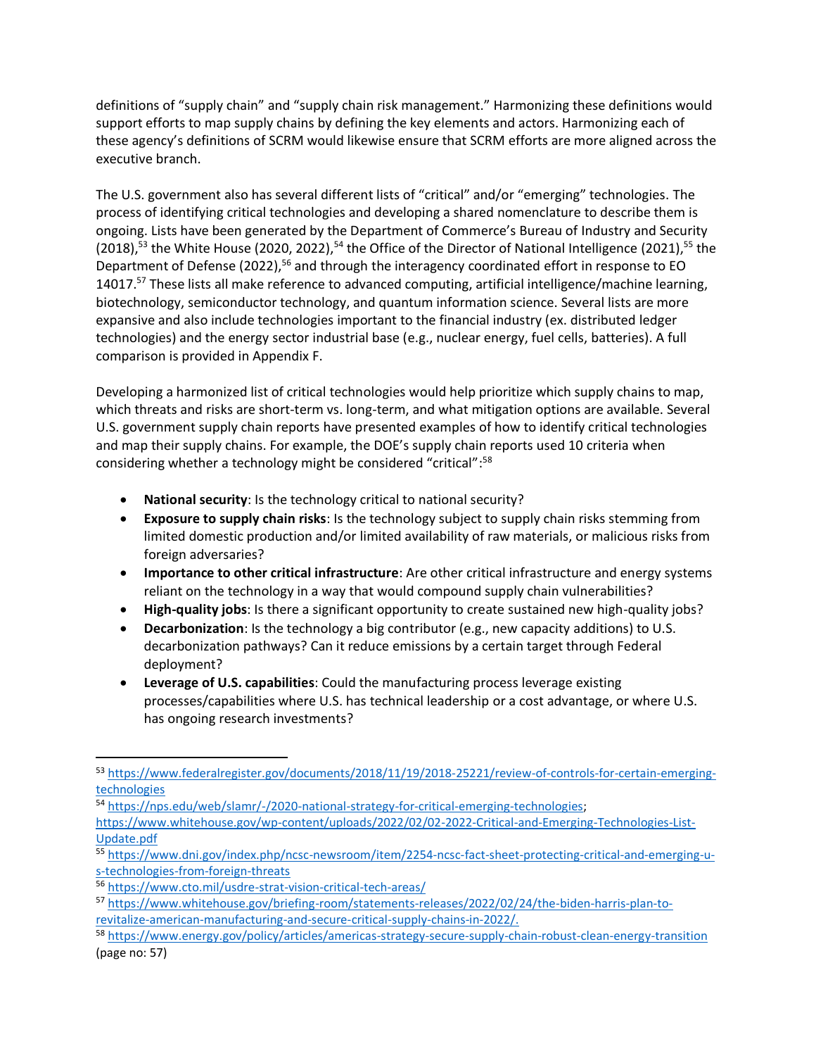definitions of "supply chain" and "supply chain risk management." Harmonizing these definitions would support efforts to map supply chains by defining the key elements and actors. Harmonizing each of these agency's definitions of SCRM would likewise ensure that SCRM efforts are more aligned across the executive branch.

The U.S. government also has several different lists of "critical" and/or "emerging" technologies. The process of identifying critical technologies and developing a shared nomenclature to describe them is ongoing. Lists have been generated by the Department of Commerce's Bureau of Industry and Security (2018),[53] the White House (2020, 2022),[54] the Office of the Director of National Intelligence (2021),[55] the Department of Defense (2022),[56] and through the interagency coordinated effort in response to EO 14017.[57] These lists all make reference to advanced computing, artificial intelligence/machine learning, biotechnology, semiconductor technology, and quantum information science. Several lists are more expansive and also include technologies important to the financial industry (ex. distributed ledger technologies) and the energy sector industrial base (e.g., nuclear energy, fuel cells, batteries). A full comparison is provided in Appendix F.

Developing a harmonized list of critical technologies would help prioritize which supply chains to map, which threats and risks are short-term vs. long-term, and what mitigation options are available. Several U.S. government supply chain reports have presented examples of how to identify critical technologies and map their supply chains. For example, the DOE's supply chain reports used 10 criteria when considering whether a technology might be considered "critical":[58]

- **National security**: Is the technology critical to national security?
- **Exposure to supply chain risks**: Is the technology subject to supply chain risks stemming from limited domestic production and/or limited availability of raw materials, or malicious risks from foreign adversaries?
- **Importance to other critical infrastructure**: Are other critical infrastructure and energy systems reliant on the technology in a way that would compound supply chain vulnerabilities?
- **High-quality jobs**: Is there a significant opportunity to create sustained new high-quality jobs?
- **Decarbonization**: Is the technology a big contributor (e.g., new capacity additions) to U.S. decarbonization pathways? Can it reduce emissions by a certain target through Federal deployment?
- **Leverage of U.S. capabilities**: Could the manufacturing process leverage existing processes/capabilities where U.S. has technical leadership or a cost advantage, or where U.S. has ongoing research investments?

---

[53] https://www.federalregister.gov/documents/2018/11/19/2018-25221/review-of-controls-for-certain-emerging-technologies

[54] https://nps.edu/web/slamr/-/2020-national-strategy-for-critical-emerging-technologies; https://www.whitehouse.gov/wp-content/uploads/2022/02/02-2022-Critical-and-Emerging-Technologies-List-Update.pdf

[55] https://www.dni.gov/index.php/ncsc-newsroom/item/2254-ncsc-fact-sheet-protecting-critical-and-emerging-u-s-technologies-from-foreign-threats

[56] https://www.cto.mil/usdre-strat-vision-critical-tech-areas/

[57] https://www.whitehouse.gov/briefing-room/statements-releases/2022/02/24/the-biden-harris-plan-to-revitalize-american-manufacturing-and-secure-critical-supply-chains-in-2022/.

[58] https://www.energy.gov/policy/articles/americas-strategy-secure-supply-chain-robust-clean-energy-transition (page no: 57)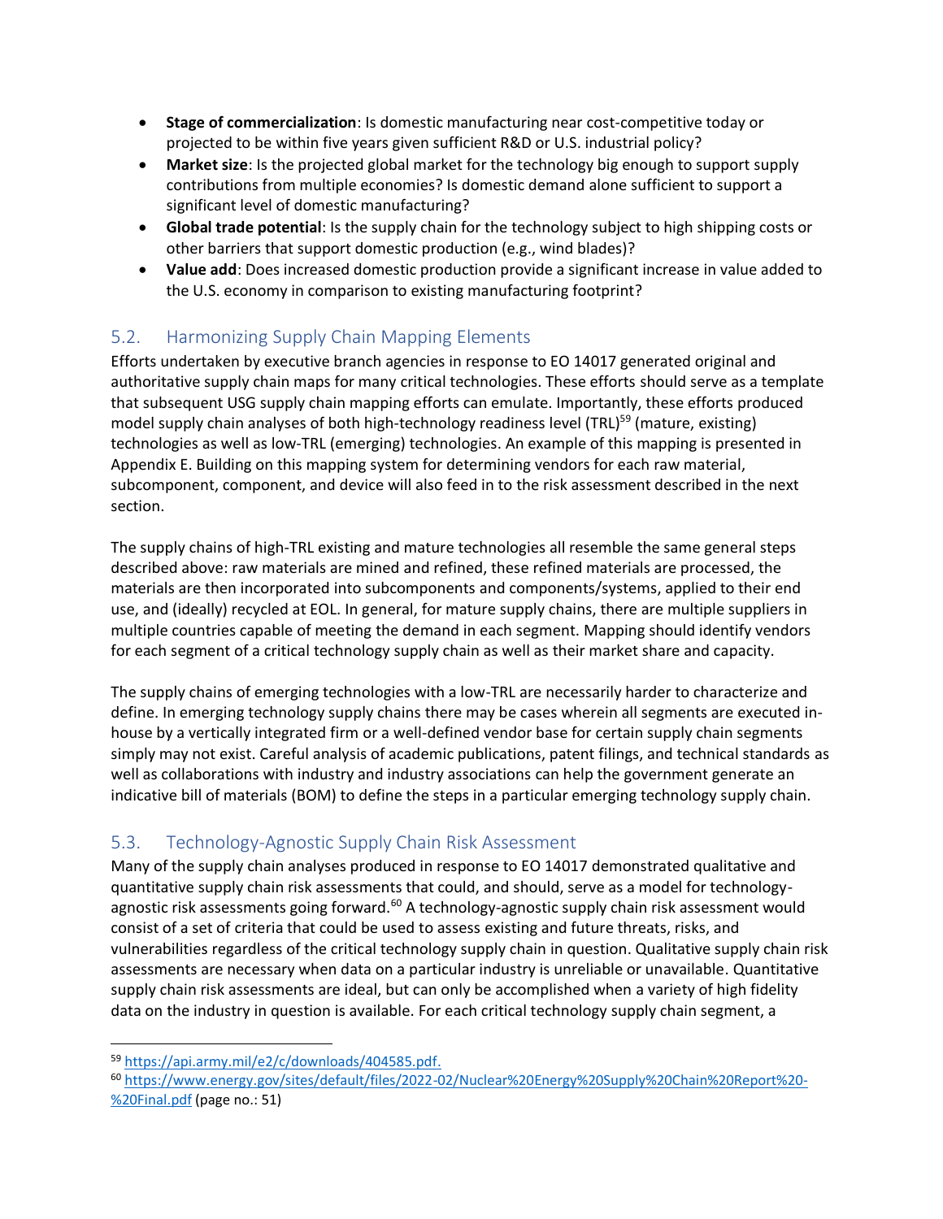- **Stage of commercialization**: Is domestic manufacturing near cost-competitive today or projected to be within five years given sufficient R&D or U.S. industrial policy?
- **Market size**: Is the projected global market for the technology big enough to support supply contributions from multiple economies? Is domestic demand alone sufficient to support a significant level of domestic manufacturing?
- **Global trade potential**: Is the supply chain for the technology subject to high shipping costs or other barriers that support domestic production (e.g., wind blades)?
- **Value add**: Does increased domestic production provide a significant increase in value added to the U.S. economy in comparison to existing manufacturing footprint?

## 5.2. Harmonizing Supply Chain Mapping Elements

Efforts undertaken by executive branch agencies in response to EO 14017 generated original and authoritative supply chain maps for many critical technologies. These efforts should serve as a template that subsequent USG supply chain mapping efforts can emulate. Importantly, these efforts produced model supply chain analyses of both high-technology readiness level (TRL)[59] (mature, existing) technologies as well as low-TRL (emerging) technologies. An example of this mapping is presented in Appendix E. Building on this mapping system for determining vendors for each raw material, subcomponent, component, and device will also feed in to the risk assessment described in the next section.

The supply chains of high-TRL existing and mature technologies all resemble the same general steps described above: raw materials are mined and refined, these refined materials are processed, the materials are then incorporated into subcomponents and components/systems, applied to their end use, and (ideally) recycled at EOL. In general, for mature supply chains, there are multiple suppliers in multiple countries capable of meeting the demand in each segment. Mapping should identify vendors for each segment of a critical technology supply chain as well as their market share and capacity.

The supply chains of emerging technologies with a low-TRL are necessarily harder to characterize and define. In emerging technology supply chains there may be cases wherein all segments are executed in-house by a vertically integrated firm or a well-defined vendor base for certain supply chain segments simply may not exist. Careful analysis of academic publications, patent filings, and technical standards as well as collaborations with industry and industry associations can help the government generate an indicative bill of materials (BOM) to define the steps in a particular emerging technology supply chain.

## 5.3. Technology-Agnostic Supply Chain Risk Assessment

Many of the supply chain analyses produced in response to EO 14017 demonstrated qualitative and quantitative supply chain risk assessments that could, and should, serve as a model for technology-agnostic risk assessments going forward.[60] A technology-agnostic supply chain risk assessment would consist of a set of criteria that could be used to assess existing and future threats, risks, and vulnerabilities regardless of the critical technology supply chain in question. Qualitative supply chain risk assessments are necessary when data on a particular industry is unreliable or unavailable. Quantitative supply chain risk assessments are ideal, but can only be accomplished when a variety of high fidelity data on the industry in question is available. For each critical technology supply chain segment, a

---

[59] https://api.army.mil/e2/c/downloads/404585.pdf.

[60] https://www.energy.gov/sites/default/files/2022-02/Nuclear%20Energy%20Supply%20Chain%20Report%20-%20Final.pdf (page no.: 51)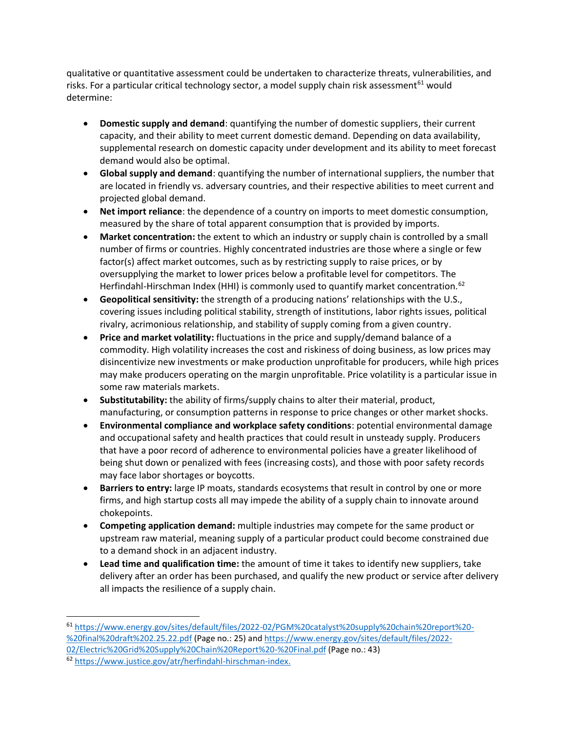qualitative or quantitative assessment could be undertaken to characterize threats, vulnerabilities, and risks. For a particular critical technology sector, a model supply chain risk assessment[61] would determine:

- **Domestic supply and demand**: quantifying the number of domestic suppliers, their current capacity, and their ability to meet current domestic demand. Depending on data availability, supplemental research on domestic capacity under development and its ability to meet forecast demand would also be optimal.
- **Global supply and demand**: quantifying the number of international suppliers, the number that are located in friendly vs. adversary countries, and their respective abilities to meet current and projected global demand.
- **Net import reliance**: the dependence of a country on imports to meet domestic consumption, measured by the share of total apparent consumption that is provided by imports.
- **Market concentration:** the extent to which an industry or supply chain is controlled by a small number of firms or countries. Highly concentrated industries are those where a single or few factor(s) affect market outcomes, such as by restricting supply to raise prices, or by oversupplying the market to lower prices below a profitable level for competitors. The Herfindahl-Hirschman Index (HHI) is commonly used to quantify market concentration.[62]
- **Geopolitical sensitivity:** the strength of a producing nations' relationships with the U.S., covering issues including political stability, strength of institutions, labor rights issues, political rivalry, acrimonious relationship, and stability of supply coming from a given country.
- **Price and market volatility:** fluctuations in the price and supply/demand balance of a commodity. High volatility increases the cost and riskiness of doing business, as low prices may disincentivize new investments or make production unprofitable for producers, while high prices may make producers operating on the margin unprofitable. Price volatility is a particular issue in some raw materials markets.
- **Substitutability:** the ability of firms/supply chains to alter their material, product, manufacturing, or consumption patterns in response to price changes or other market shocks.
- **Environmental compliance and workplace safety conditions**: potential environmental damage and occupational safety and health practices that could result in unsteady supply. Producers that have a poor record of adherence to environmental policies have a greater likelihood of being shut down or penalized with fees (increasing costs), and those with poor safety records may face labor shortages or boycotts.
- **Barriers to entry:** large IP moats, standards ecosystems that result in control by one or more firms, and high startup costs all may impede the ability of a supply chain to innovate around chokepoints.
- **Competing application demand:** multiple industries may compete for the same product or upstream raw material, meaning supply of a particular product could become constrained due to a demand shock in an adjacent industry.
- **Lead time and qualification time:** the amount of time it takes to identify new suppliers, take delivery after an order has been purchased, and qualify the new product or service after delivery all impacts the resilience of a supply chain.

---

[61] https://www.energy.gov/sites/default/files/2022-02/PGM%20catalyst%20supply%20chain%20report%20-%20final%20draft%202.25.22.pdf (Page no.: 25) and https://www.energy.gov/sites/default/files/2022-02/Electric%20Grid%20Supply%20Chain%20Report%20-%20Final.pdf (Page no.: 43)

[62] https://www.justice.gov/atr/herfindahl-hirschman-index.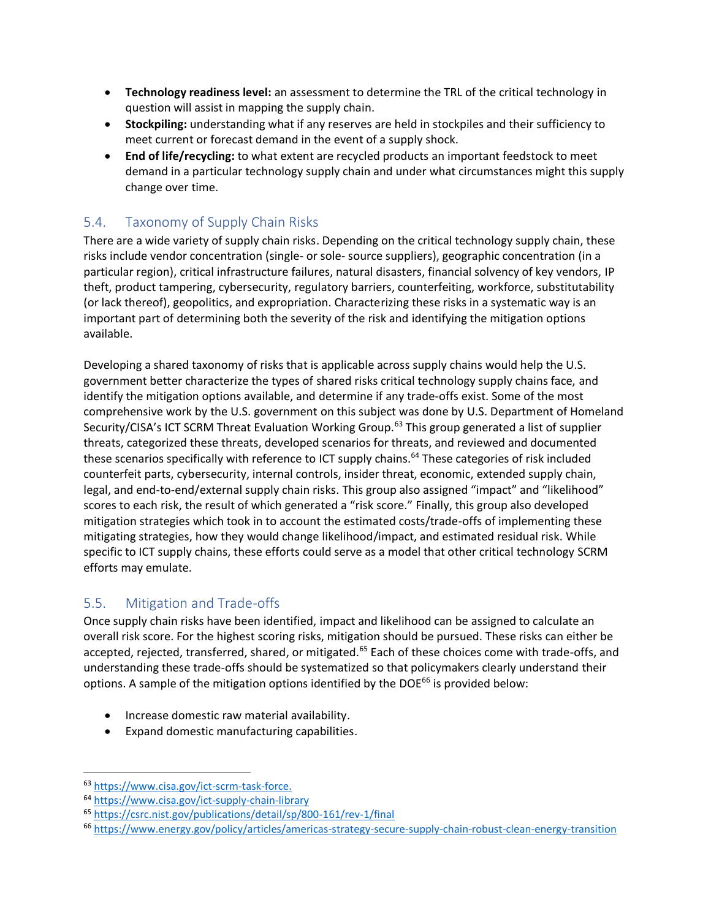- **Technology readiness level:** an assessment to determine the TRL of the critical technology in question will assist in mapping the supply chain.
- **Stockpiling:** understanding what if any reserves are held in stockpiles and their sufficiency to meet current or forecast demand in the event of a supply shock.
- **End of life/recycling:** to what extent are recycled products an important feedstock to meet demand in a particular technology supply chain and under what circumstances might this supply change over time.

## 5.4. Taxonomy of Supply Chain Risks

There are a wide variety of supply chain risks. Depending on the critical technology supply chain, these risks include vendor concentration (single- or sole- source suppliers), geographic concentration (in a particular region), critical infrastructure failures, natural disasters, financial solvency of key vendors, IP theft, product tampering, cybersecurity, regulatory barriers, counterfeiting, workforce, substitutability (or lack thereof), geopolitics, and expropriation. Characterizing these risks in a systematic way is an important part of determining both the severity of the risk and identifying the mitigation options available.

Developing a shared taxonomy of risks that is applicable across supply chains would help the U.S. government better characterize the types of shared risks critical technology supply chains face, and identify the mitigation options available, and determine if any trade-offs exist. Some of the most comprehensive work by the U.S. government on this subject was done by U.S. Department of Homeland Security/CISA's ICT SCRM Threat Evaluation Working Group.[63] This group generated a list of supplier threats, categorized these threats, developed scenarios for threats, and reviewed and documented these scenarios specifically with reference to ICT supply chains.[64] These categories of risk included counterfeit parts, cybersecurity, internal controls, insider threat, economic, extended supply chain, legal, and end-to-end/external supply chain risks. This group also assigned "impact" and "likelihood" scores to each risk, the result of which generated a "risk score." Finally, this group also developed mitigation strategies which took in to account the estimated costs/trade-offs of implementing these mitigating strategies, how they would change likelihood/impact, and estimated residual risk. While specific to ICT supply chains, these efforts could serve as a model that other critical technology SCRM efforts may emulate.

## 5.5. Mitigation and Trade-offs

Once supply chain risks have been identified, impact and likelihood can be assigned to calculate an overall risk score. For the highest scoring risks, mitigation should be pursued. These risks can either be accepted, rejected, transferred, shared, or mitigated.[65] Each of these choices come with trade-offs, and understanding these trade-offs should be systematized so that policymakers clearly understand their options. A sample of the mitigation options identified by the DOE[66] is provided below:

- Increase domestic raw material availability.
- Expand domestic manufacturing capabilities.

---

[63] https://www.cisa.gov/ict-scrm-task-force.

[64] https://www.cisa.gov/ict-supply-chain-library

[65] https://csrc.nist.gov/publications/detail/sp/800-161/rev-1/final

[66] https://www.energy.gov/policy/articles/americas-strategy-secure-supply-chain-robust-clean-energy-transition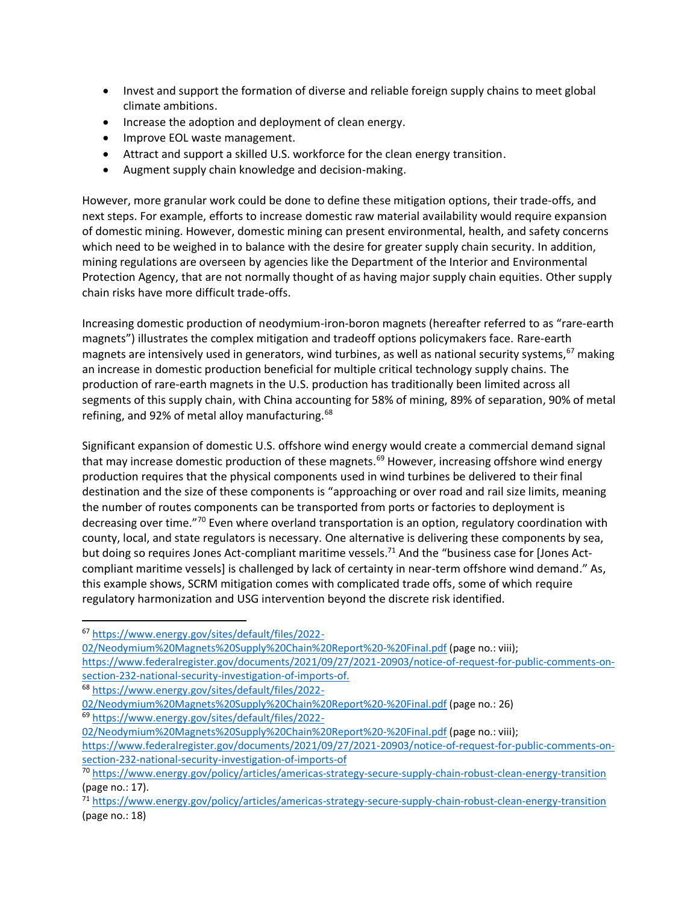- Invest and support the formation of diverse and reliable foreign supply chains to meet global climate ambitions.
- Increase the adoption and deployment of clean energy.
- Improve EOL waste management.
- Attract and support a skilled U.S. workforce for the clean energy transition.
- Augment supply chain knowledge and decision-making.

However, more granular work could be done to define these mitigation options, their trade-offs, and next steps. For example, efforts to increase domestic raw material availability would require expansion of domestic mining. However, domestic mining can present environmental, health, and safety concerns which need to be weighed in to balance with the desire for greater supply chain security. In addition, mining regulations are overseen by agencies like the Department of the Interior and Environmental Protection Agency, that are not normally thought of as having major supply chain equities. Other supply chain risks have more difficult trade-offs.

Increasing domestic production of neodymium-iron-boron magnets (hereafter referred to as "rare-earth magnets") illustrates the complex mitigation and tradeoff options policymakers face. Rare-earth magnets are intensively used in generators, wind turbines, as well as national security systems,[67] making an increase in domestic production beneficial for multiple critical technology supply chains. The production of rare-earth magnets in the U.S. production has traditionally been limited across all segments of this supply chain, with China accounting for 58% of mining, 89% of separation, 90% of metal refining, and 92% of metal alloy manufacturing.[68]

Significant expansion of domestic U.S. offshore wind energy would create a commercial demand signal that may increase domestic production of these magnets.[69] However, increasing offshore wind energy production requires that the physical components used in wind turbines be delivered to their final destination and the size of these components is "approaching or over road and rail size limits, meaning the number of routes components can be transported from ports or factories to deployment is decreasing over time."[70] Even where overland transportation is an option, regulatory coordination with county, local, and state regulators is necessary. One alternative is delivering these components by sea, but doing so requires Jones Act-compliant maritime vessels.[71] And the "business case for [Jones Act-compliant maritime vessels] is challenged by lack of certainty in near-term offshore wind demand." As, this example shows, SCRM mitigation comes with complicated trade offs, some of which require regulatory harmonization and USG intervention beyond the discrete risk identified.

---

[67] https://www.energy.gov/sites/default/files/2022-02/Neodymium%20Magnets%20Supply%20Chain%20Report%20-%20Final.pdf (page no.: viii); https://www.federalregister.gov/documents/2021/09/27/2021-20903/notice-of-request-for-public-comments-on-section-232-national-security-investigation-of-imports-of.

[68] https://www.energy.gov/sites/default/files/2022-02/Neodymium%20Magnets%20Supply%20Chain%20Report%20-%20Final.pdf (page no.: 26)

[69] https://www.energy.gov/sites/default/files/2022-02/Neodymium%20Magnets%20Supply%20Chain%20Report%20-%20Final.pdf (page no.: viii); https://www.federalregister.gov/documents/2021/09/27/2021-20903/notice-of-request-for-public-comments-on-section-232-national-security-investigation-of-imports-of

[70] https://www.energy.gov/policy/articles/americas-strategy-secure-supply-chain-robust-clean-energy-transition (page no.: 17).

[71] https://www.energy.gov/policy/articles/americas-strategy-secure-supply-chain-robust-clean-energy-transition (page no.: 18)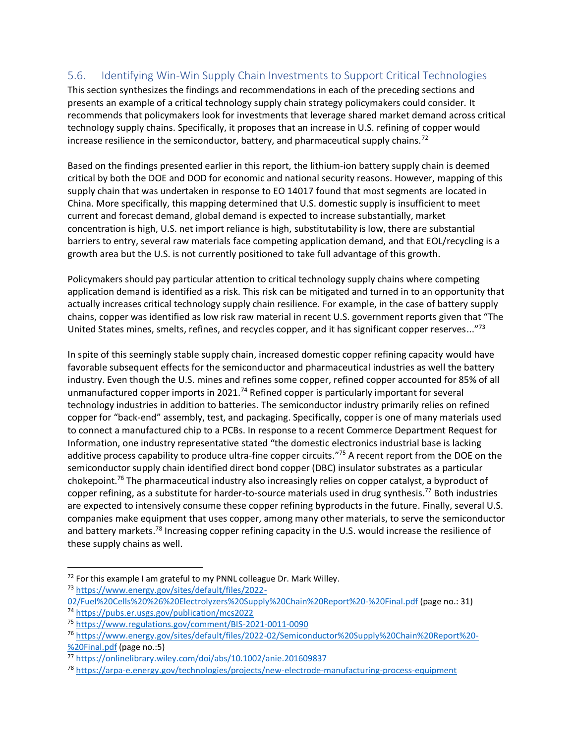## 5.6. Identifying Win-Win Supply Chain Investments to Support Critical Technologies

This section synthesizes the findings and recommendations in each of the preceding sections and presents an example of a critical technology supply chain strategy policymakers could consider. It recommends that policymakers look for investments that leverage shared market demand across critical technology supply chains. Specifically, it proposes that an increase in U.S. refining of copper would increase resilience in the semiconductor, battery, and pharmaceutical supply chains.[72]

Based on the findings presented earlier in this report, the lithium-ion battery supply chain is deemed critical by both the DOE and DOD for economic and national security reasons. However, mapping of this supply chain that was undertaken in response to EO 14017 found that most segments are located in China. More specifically, this mapping determined that U.S. domestic supply is insufficient to meet current and forecast demand, global demand is expected to increase substantially, market concentration is high, U.S. net import reliance is high, substitutability is low, there are substantial barriers to entry, several raw materials face competing application demand, and that EOL/recycling is a growth area but the U.S. is not currently positioned to take full advantage of this growth.

Policymakers should pay particular attention to critical technology supply chains where competing application demand is identified as a risk. This risk can be mitigated and turned in to an opportunity that actually increases critical technology supply chain resilience. For example, in the case of battery supply chains, copper was identified as low risk raw material in recent U.S. government reports given that "The United States mines, smelts, refines, and recycles copper, and it has significant copper reserves..."[73]

In spite of this seemingly stable supply chain, increased domestic copper refining capacity would have favorable subsequent effects for the semiconductor and pharmaceutical industries as well the battery industry. Even though the U.S. mines and refines some copper, refined copper accounted for 85% of all unmanufactured copper imports in 2021.[74] Refined copper is particularly important for several technology industries in addition to batteries. The semiconductor industry primarily relies on refined copper for "back-end" assembly, test, and packaging. Specifically, copper is one of many materials used to connect a manufactured chip to a PCBs. In response to a recent Commerce Department Request for Information, one industry representative stated "the domestic electronics industrial base is lacking additive process capability to produce ultra-fine copper circuits."[75] A recent report from the DOE on the semiconductor supply chain identified direct bond copper (DBC) insulator substrates as a particular chokepoint.[76] The pharmaceutical industry also increasingly relies on copper catalyst, a byproduct of copper refining, as a substitute for harder-to-source materials used in drug synthesis.[77] Both industries are expected to intensively consume these copper refining byproducts in the future. Finally, several U.S. companies make equipment that uses copper, among many other materials, to serve the semiconductor and battery markets.[78] Increasing copper refining capacity in the U.S. would increase the resilience of these supply chains as well.

---

[72] For this example I am grateful to my PNNL colleague Dr. Mark Willey.

[73] https://www.energy.gov/sites/default/files/2022-02/Fuel%20Cells%20%26%20Electrolyzers%20Supply%20Chain%20Report%20-%20Final.pdf (page no.: 31)

[74] https://pubs.er.usgs.gov/publication/mcs2022

[75] https://www.regulations.gov/comment/BIS-2021-0011-0090

[76] https://www.energy.gov/sites/default/files/2022-02/Semiconductor%20Supply%20Chain%20Report%20-%20Final.pdf (page no.:5)

[77] https://onlinelibrary.wiley.com/doi/abs/10.1002/anie.201609837

[78] https://arpa-e.energy.gov/technologies/projects/new-electrode-manufacturing-process-equipment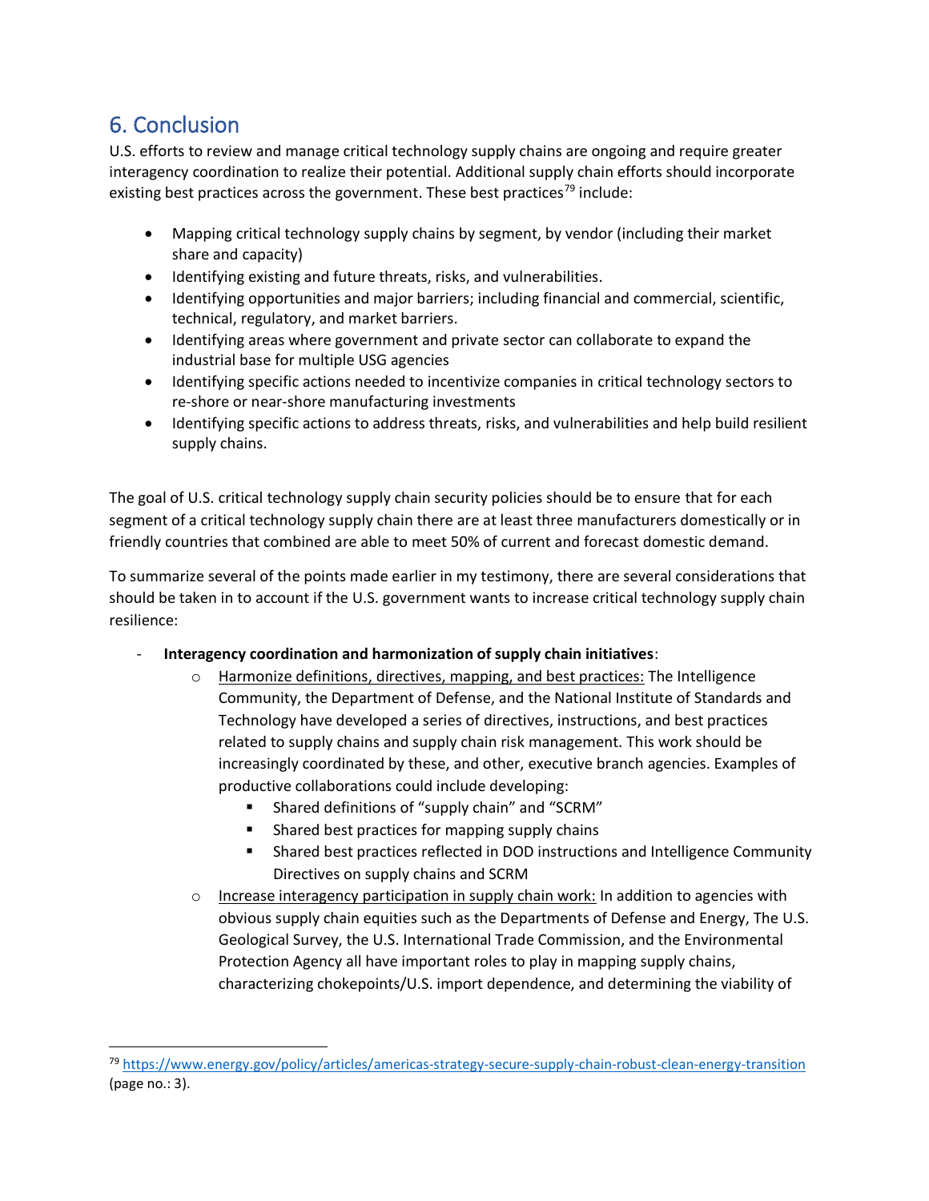## 6. Conclusion

U.S. efforts to review and manage critical technology supply chains are ongoing and require greater interagency coordination to realize their potential. Additional supply chain efforts should incorporate existing best practices across the government. These best practices[79] include:

- Mapping critical technology supply chains by segment, by vendor (including their market share and capacity)
- Identifying existing and future threats, risks, and vulnerabilities.
- Identifying opportunities and major barriers; including financial and commercial, scientific, technical, regulatory, and market barriers.
- Identifying areas where government and private sector can collaborate to expand the industrial base for multiple USG agencies
- Identifying specific actions needed to incentivize companies in critical technology sectors to re-shore or near-shore manufacturing investments
- Identifying specific actions to address threats, risks, and vulnerabilities and help build resilient supply chains.

The goal of U.S. critical technology supply chain security policies should be to ensure that for each segment of a critical technology supply chain there are at least three manufacturers domestically or in friendly countries that combined are able to meet 50% of current and forecast domestic demand.

To summarize several of the points made earlier in my testimony, there are several considerations that should be taken in to account if the U.S. government wants to increase critical technology supply chain resilience:

- **Interagency coordination and harmonization of supply chain initiatives**:
  - Harmonize definitions, directives, mapping, and best practices: The Intelligence Community, the Department of Defense, and the National Institute of Standards and Technology have developed a series of directives, instructions, and best practices related to supply chains and supply chain risk management. This work should be increasingly coordinated by these, and other, executive branch agencies. Examples of productive collaborations could include developing:
    - Shared definitions of "supply chain" and "SCRM"
    - Shared best practices for mapping supply chains
    - Shared best practices reflected in DOD instructions and Intelligence Community Directives on supply chains and SCRM
  - Increase interagency participation in supply chain work: In addition to agencies with obvious supply chain equities such as the Departments of Defense and Energy, The U.S. Geological Survey, the U.S. International Trade Commission, and the Environmental Protection Agency all have important roles to play in mapping supply chains, characterizing chokepoints/U.S. import dependence, and determining the viability of

[79] https://www.energy.gov/policy/articles/americas-strategy-secure-supply-chain-robust-clean-energy-transition (page no.: 3).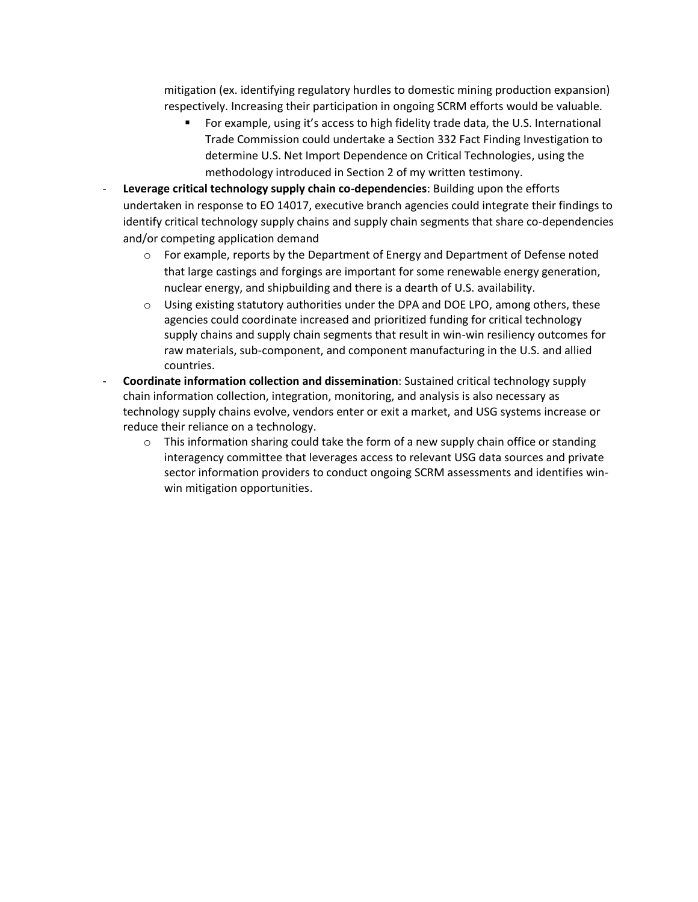mitigation (ex. identifying regulatory hurdles to domestic mining production expansion) respectively. Increasing their participation in ongoing SCRM efforts would be valuable.

    - For example, using it's access to high fidelity trade data, the U.S. International Trade Commission could undertake a Section 332 Fact Finding Investigation to determine U.S. Net Import Dependence on Critical Technologies, using the methodology introduced in Section 2 of my written testimony.

- **Leverage critical technology supply chain co-dependencies**: Building upon the efforts undertaken in response to EO 14017, executive branch agencies could integrate their findings to identify critical technology supply chains and supply chain segments that share co-dependencies and/or competing application demand
    - For example, reports by the Department of Energy and Department of Defense noted that large castings and forgings are important for some renewable energy generation, nuclear energy, and shipbuilding and there is a dearth of U.S. availability.
    - Using existing statutory authorities under the DPA and DOE LPO, among others, these agencies could coordinate increased and prioritized funding for critical technology supply chains and supply chain segments that result in win-win resiliency outcomes for raw materials, sub-component, and component manufacturing in the U.S. and allied countries.
- **Coordinate information collection and dissemination**: Sustained critical technology supply chain information collection, integration, monitoring, and analysis is also necessary as technology supply chains evolve, vendors enter or exit a market, and USG systems increase or reduce their reliance on a technology.
    - This information sharing could take the form of a new supply chain office or standing interagency committee that leverages access to relevant USG data sources and private sector information providers to conduct ongoing SCRM assessments and identifies win-win mitigation opportunities.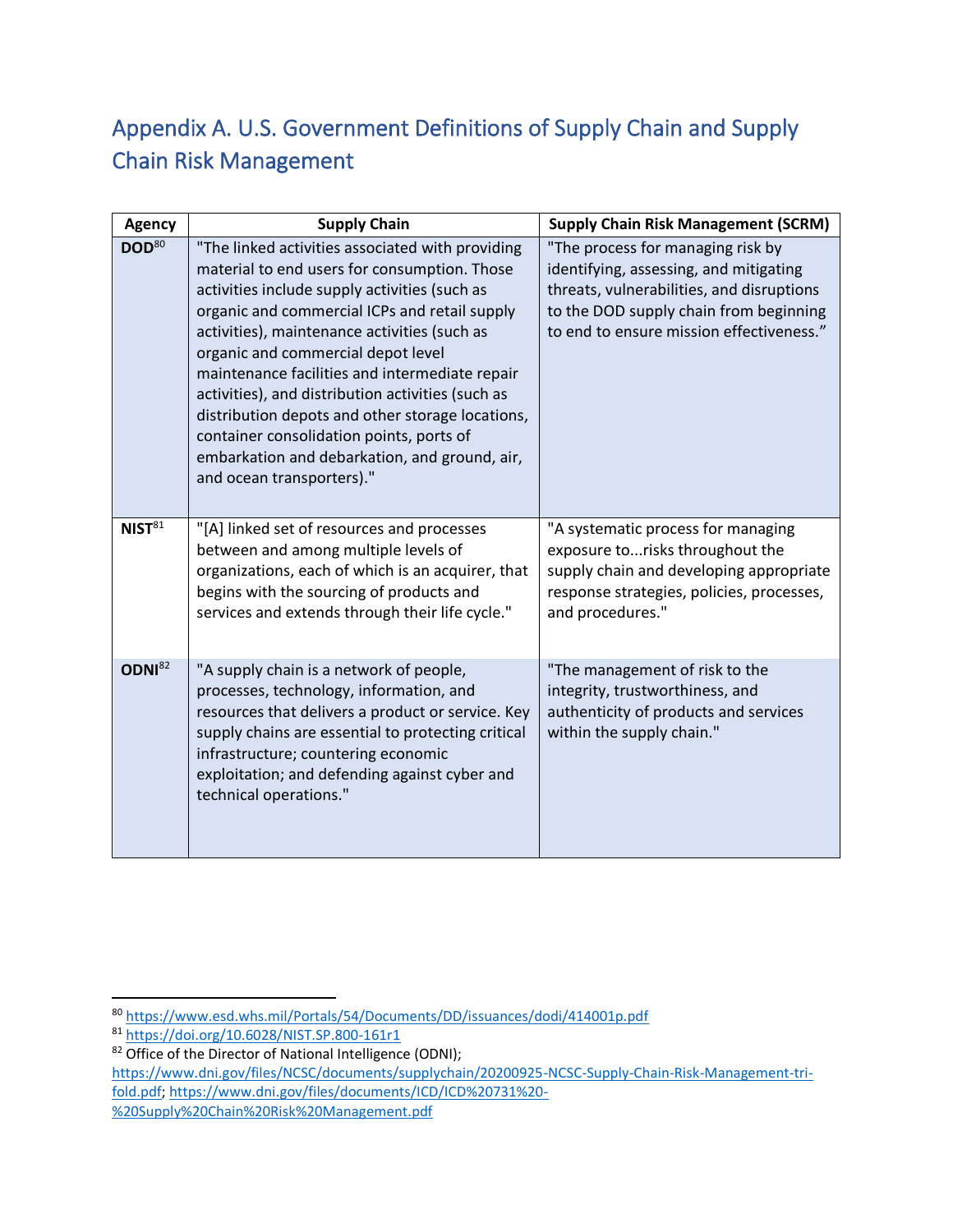# Appendix A. U.S. Government Definitions of Supply Chain and Supply Chain Risk Management

| Agency | Supply Chain | Supply Chain Risk Management (SCRM) |
|---|---|---|
| **DOD**[80] | "The linked activities associated with providing material to end users for consumption. Those activities include supply activities (such as organic and commercial ICPs and retail supply activities), maintenance activities (such as organic and commercial depot level maintenance facilities and intermediate repair activities), and distribution activities (such as distribution depots and other storage locations, container consolidation points, ports of embarkation and debarkation, and ground, air, and ocean transporters)." | "The process for managing risk by identifying, assessing, and mitigating threats, vulnerabilities, and disruptions to the DOD supply chain from beginning to end to ensure mission effectiveness." |
| **NIST**[81] | "[A] linked set of resources and processes between and among multiple levels of organizations, each of which is an acquirer, that begins with the sourcing of products and services and extends through their life cycle." | "A systematic process for managing exposure to...risks throughout the supply chain and developing appropriate response strategies, policies, processes, and procedures." |
| **ODNI**[82] | "A supply chain is a network of people, processes, technology, information, and resources that delivers a product or service. Key supply chains are essential to protecting critical infrastructure; countering economic exploitation; and defending against cyber and technical operations." | "The management of risk to the integrity, trustworthiness, and authenticity of products and services within the supply chain." |

[80] https://www.esd.whs.mil/Portals/54/Documents/DD/issuances/dodi/414001p.pdf

[81] https://doi.org/10.6028/NIST.SP.800-161r1

[82] Office of the Director of National Intelligence (ODNI); https://www.dni.gov/files/NCSC/documents/supplychain/20200925-NCSC-Supply-Chain-Risk-Management-tri-fold.pdf; https://www.dni.gov/files/documents/ICD/ICD%20731%20-%20Supply%20Chain%20Risk%20Management.pdf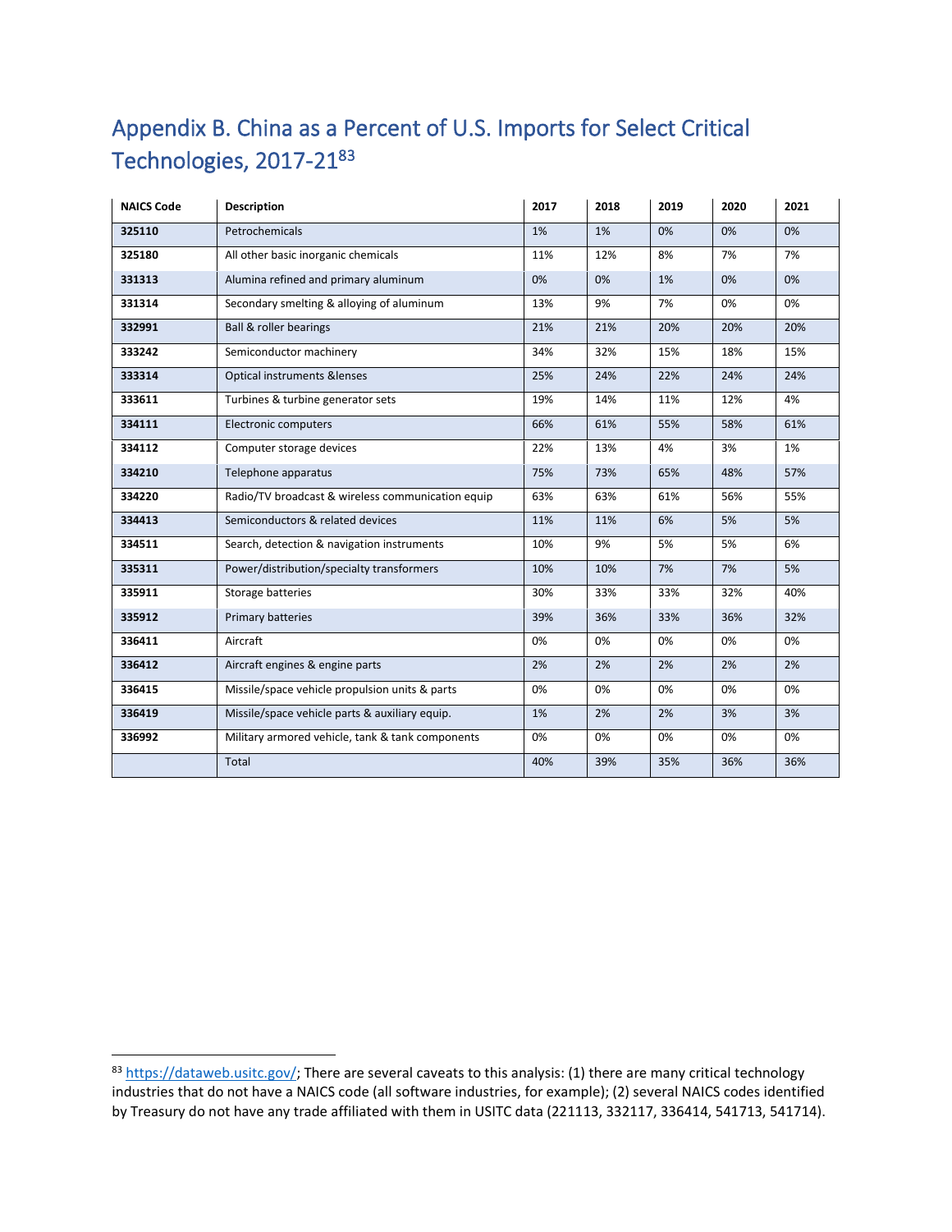## Appendix B. China as a Percent of U.S. Imports for Select Critical Technologies, 2017-21[83]

| NAICS Code | Description | 2017 | 2018 | 2019 | 2020 | 2021 |
|---|---|---|---|---|---|---|
| **325110** | Petrochemicals | 1% | 1% | 0% | 0% | 0% |
| **325180** | All other basic inorganic chemicals | 11% | 12% | 8% | 7% | 7% |
| **331313** | Alumina refined and primary aluminum | 0% | 0% | 1% | 0% | 0% |
| **331314** | Secondary smelting & alloying of aluminum | 13% | 9% | 7% | 0% | 0% |
| **332991** | Ball & roller bearings | 21% | 21% | 20% | 20% | 20% |
| **333242** | Semiconductor machinery | 34% | 32% | 15% | 18% | 15% |
| **333314** | Optical instruments &lenses | 25% | 24% | 22% | 24% | 24% |
| **333611** | Turbines & turbine generator sets | 19% | 14% | 11% | 12% | 4% |
| **334111** | Electronic computers | 66% | 61% | 55% | 58% | 61% |
| **334112** | Computer storage devices | 22% | 13% | 4% | 3% | 1% |
| **334210** | Telephone apparatus | 75% | 73% | 65% | 48% | 57% |
| **334220** | Radio/TV broadcast & wireless communication equip | 63% | 63% | 61% | 56% | 55% |
| **334413** | Semiconductors & related devices | 11% | 11% | 6% | 5% | 5% |
| **334511** | Search, detection & navigation instruments | 10% | 9% | 5% | 5% | 6% |
| **335311** | Power/distribution/specialty transformers | 10% | 10% | 7% | 7% | 5% |
| **335911** | Storage batteries | 30% | 33% | 33% | 32% | 40% |
| **335912** | Primary batteries | 39% | 36% | 33% | 36% | 32% |
| **336411** | Aircraft | 0% | 0% | 0% | 0% | 0% |
| **336412** | Aircraft engines & engine parts | 2% | 2% | 2% | 2% | 2% |
| **336415** | Missile/space vehicle propulsion units & parts | 0% | 0% | 0% | 0% | 0% |
| **336419** | Missile/space vehicle parts & auxiliary equip. | 1% | 2% | 2% | 3% | 3% |
| **336992** | Military armored vehicle, tank & tank components | 0% | 0% | 0% | 0% | 0% |
| | Total | 40% | 39% | 35% | 36% | 36% |

[83] https://dataweb.usitc.gov/; There are several caveats to this analysis: (1) there are many critical technology industries that do not have a NAICS code (all software industries, for example); (2) several NAICS codes identified by Treasury do not have any trade affiliated with them in USITC data (221113, 332117, 336414, 541713, 541714).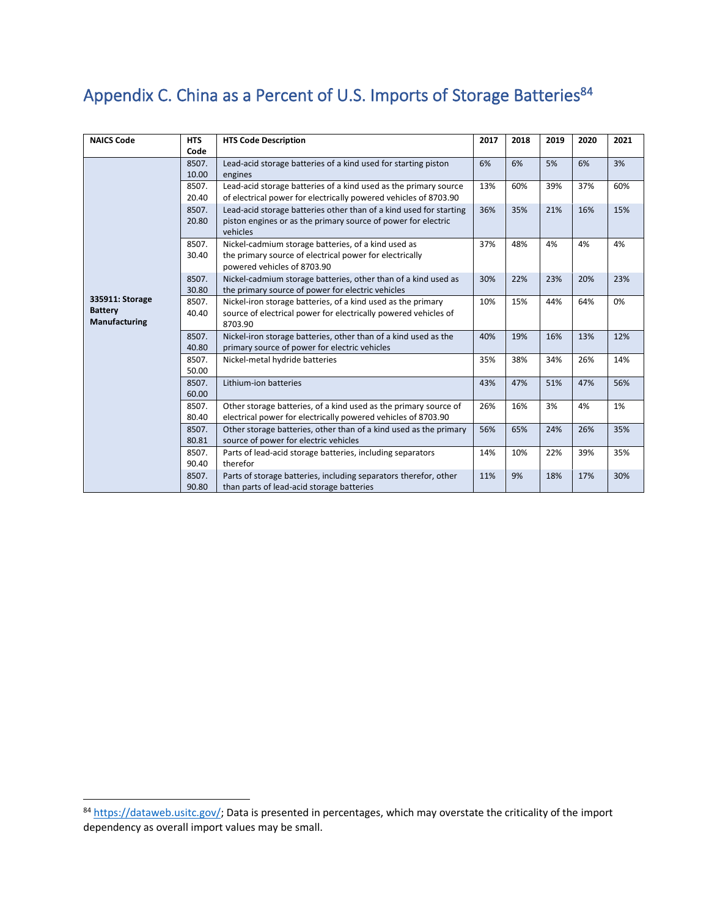# Appendix C. China as a Percent of U.S. Imports of Storage Batteries[84]

| NAICS Code | HTS Code | HTS Code Description | 2017 | 2018 | 2019 | 2020 | 2021 |
|---|---|---|---|---|---|---|---|
| **335911: Storage Battery Manufacturing** | 8507.10.00 | Lead-acid storage batteries of a kind used for starting piston engines | 6% | 6% | 5% | 6% | 3% |
| | 8507.20.40 | Lead-acid storage batteries of a kind used as the primary source of electrical power for electrically powered vehicles of 8703.90 | 13% | 60% | 39% | 37% | 60% |
| | 8507.20.80 | Lead-acid storage batteries other than of a kind used for starting piston engines or as the primary source of power for electric vehicles | 36% | 35% | 21% | 16% | 15% |
| | 8507.30.40 | Nickel-cadmium storage batteries, of a kind used as the primary source of electrical power for electrically powered vehicles of 8703.90 | 37% | 48% | 4% | 4% | 4% |
| | 8507.30.80 | Nickel-cadmium storage batteries, other than of a kind used as the primary source of power for electric vehicles | 30% | 22% | 23% | 20% | 23% |
| | 8507.40.40 | Nickel-iron storage batteries, of a kind used as the primary source of electrical power for electrically powered vehicles of 8703.90 | 10% | 15% | 44% | 64% | 0% |
| | 8507.40.80 | Nickel-iron storage batteries, other than of a kind used as the primary source of power for electric vehicles | 40% | 19% | 16% | 13% | 12% |
| | 8507.50.00 | Nickel-metal hydride batteries | 35% | 38% | 34% | 26% | 14% |
| | 8507.60.00 | Lithium-ion batteries | 43% | 47% | 51% | 47% | 56% |
| | 8507.80.40 | Other storage batteries, of a kind used as the primary source of electrical power for electrically powered vehicles of 8703.90 | 26% | 16% | 3% | 4% | 1% |
| | 8507.80.81 | Other storage batteries, other than of a kind used as the primary source of power for electric vehicles | 56% | 65% | 24% | 26% | 35% |
| | 8507.90.40 | Parts of lead-acid storage batteries, including separators therefor | 14% | 10% | 22% | 39% | 35% |
| | 8507.90.80 | Parts of storage batteries, including separators therefor, other than parts of lead-acid storage batteries | 11% | 9% | 18% | 17% | 30% |

[84] https://dataweb.usitc.gov/; Data is presented in percentages, which may overstate the criticality of the import dependency as overall import values may be small.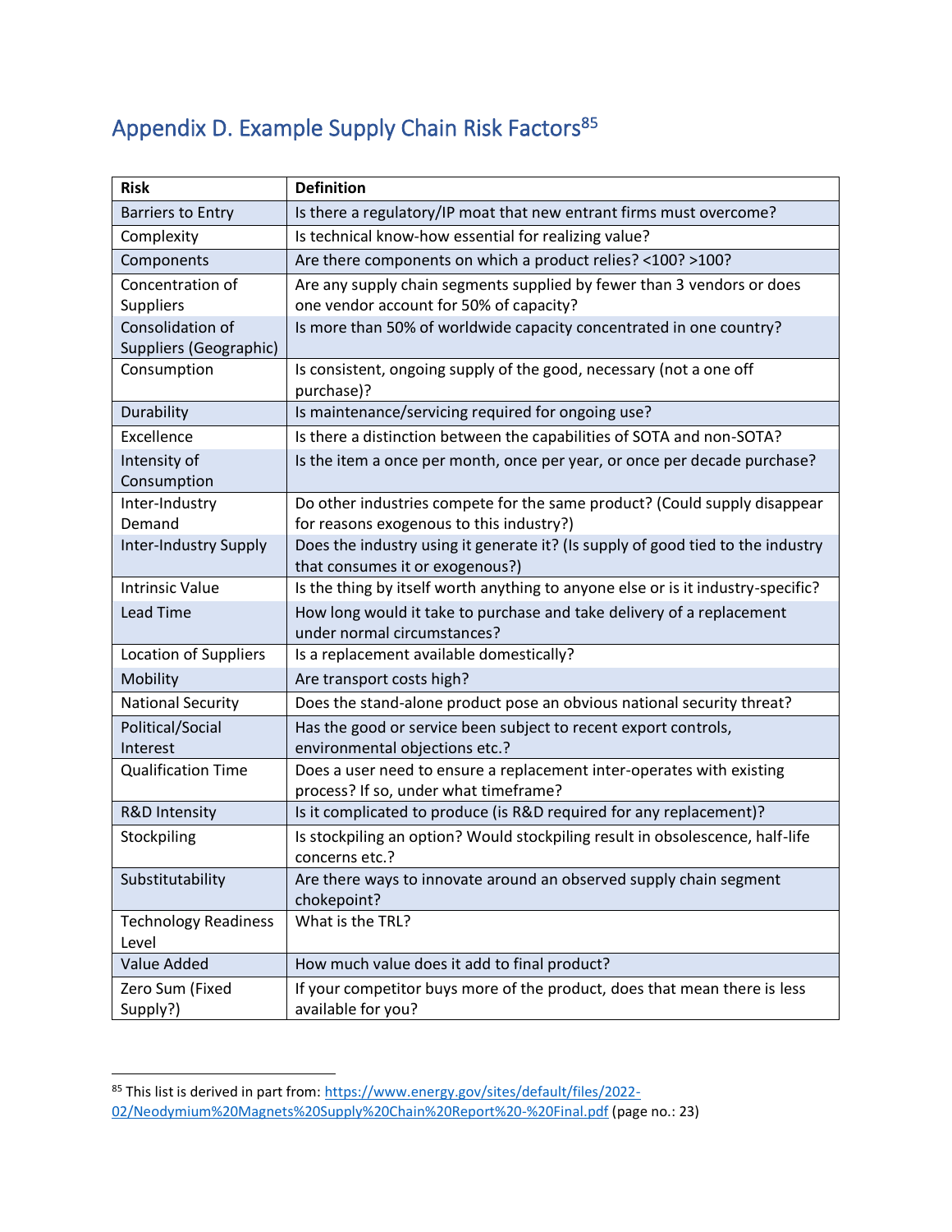## Appendix D. Example Supply Chain Risk Factors[85]

| Risk | Definition |
| --- | --- |
| Barriers to Entry | Is there a regulatory/IP moat that new entrant firms must overcome? |
| Complexity | Is technical know-how essential for realizing value? |
| Components | Are there components on which a product relies? <100? >100? |
| Concentration of Suppliers | Are any supply chain segments supplied by fewer than 3 vendors or does one vendor account for 50% of capacity? |
| Consolidation of Suppliers (Geographic) | Is more than 50% of worldwide capacity concentrated in one country? |
| Consumption | Is consistent, ongoing supply of the good, necessary (not a one off purchase)? |
| Durability | Is maintenance/servicing required for ongoing use? |
| Excellence | Is there a distinction between the capabilities of SOTA and non-SOTA? |
| Intensity of Consumption | Is the item a once per month, once per year, or once per decade purchase? |
| Inter-Industry Demand | Do other industries compete for the same product? (Could supply disappear for reasons exogenous to this industry?) |
| Inter-Industry Supply | Does the industry using it generate it? (Is supply of good tied to the industry that consumes it or exogenous?) |
| Intrinsic Value | Is the thing by itself worth anything to anyone else or is it industry-specific? |
| Lead Time | How long would it take to purchase and take delivery of a replacement under normal circumstances? |
| Location of Suppliers | Is a replacement available domestically? |
| Mobility | Are transport costs high? |
| National Security | Does the stand-alone product pose an obvious national security threat? |
| Political/Social Interest | Has the good or service been subject to recent export controls, environmental objections etc.? |
| Qualification Time | Does a user need to ensure a replacement inter-operates with existing process? If so, under what timeframe? |
| R&D Intensity | Is it complicated to produce (is R&D required for any replacement)? |
| Stockpiling | Is stockpiling an option? Would stockpiling result in obsolescence, half-life concerns etc.? |
| Substitutability | Are there ways to innovate around an observed supply chain segment chokepoint? |
| Technology Readiness Level | What is the TRL? |
| Value Added | How much value does it add to final product? |
| Zero Sum (Fixed Supply?) | If your competitor buys more of the product, does that mean there is less available for you? |

[85] This list is derived in part from: https://www.energy.gov/sites/default/files/2022-02/Neodymium%20Magnets%20Supply%20Chain%20Report%20-%20Final.pdf (page no.: 23)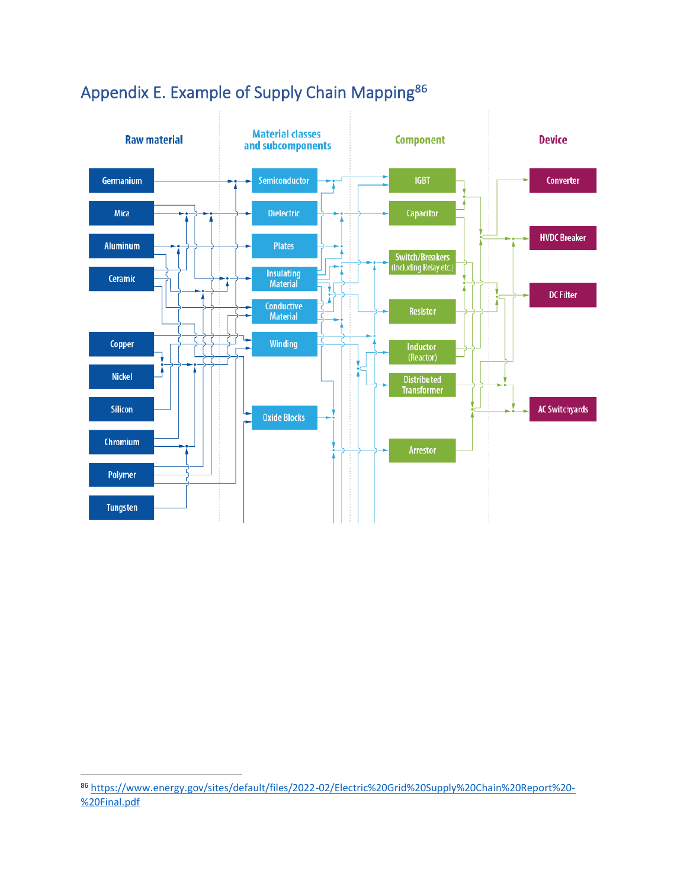# Appendix E. Example of Supply Chain Mapping[86]

**Raw material**

- Germanium
- Mica
- Aluminum
- Ceramic
- Copper
- Nickel
- Silicon
- Chromium
- Polymer
- Tungsten

**Material classes and subcomponents**

- Semiconductor
- Dielectric
- Plates
- Insulating Material
- Conductive Material
- Winding
- Oxide Blocks

**Component**

- IGBT
- Capacitor
- Switch/Breakers (Including Relay etc.)
- Resistor
- Inductor (Reactor)
- Distributed Transformer
- Arrestor

**Device**

- Converter
- HVDC Breaker
- DC Filter
- AC Switchyards

[86] https://www.energy.gov/sites/default/files/2022-02/Electric%20Grid%20Supply%20Chain%20Report%20-%20Final.pdf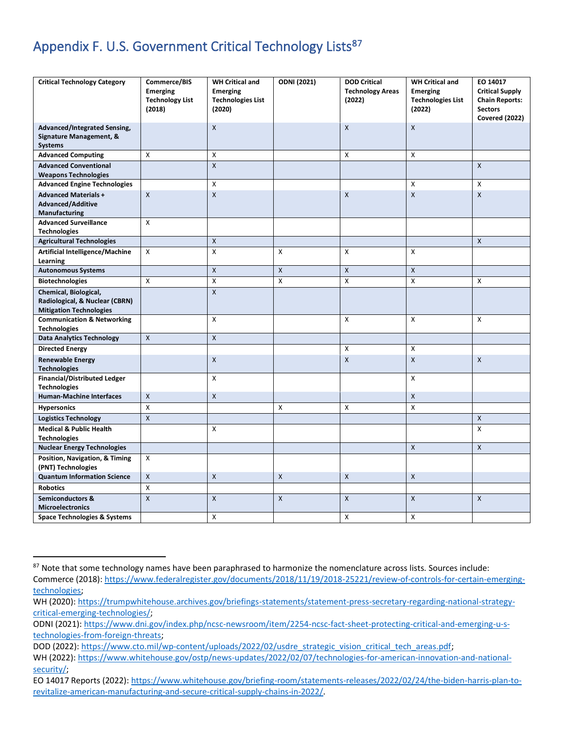# Appendix F. U.S. Government Critical Technology Lists[87]

| Critical Technology Category | Commerce/BIS Emerging Technology List (2018) | WH Critical and Emerging Technologies List (2020) | ODNI (2021) | DOD Critical Technology Areas (2022) | WH Critical and Emerging Technologies List (2022) | EO 14017 Critical Supply Chain Reports: Sectors Covered (2022) |
|---|---|---|---|---|---|---|
| **Advanced/Integrated Sensing, Signature Management, & Systems** | | X | | X | X | |
| **Advanced Computing** | X | X | | X | X | |
| **Advanced Conventional Weapons Technologies** | | X | | | | X |
| **Advanced Engine Technologies** | | X | | | X | X |
| **Advanced Materials + Advanced/Additive Manufacturing** | X | X | | X | X | X |
| **Advanced Surveillance Technologies** | X | | | | | |
| **Agricultural Technologies** | | X | | | | X |
| **Artificial Intelligence/Machine Learning** | X | X | X | X | X | |
| **Autonomous Systems** | | X | X | X | X | |
| **Biotechnologies** | X | X | X | X | X | X |
| **Chemical, Biological, Radiological, & Nuclear (CBRN) Mitigation Technologies** | | X | | | | |
| **Communication & Networking Technologies** | | X | | X | X | X |
| **Data Analytics Technology** | X | X | | | | |
| **Directed Energy** | | | | X | X | |
| **Renewable Energy Technologies** | | X | | X | X | X |
| **Financial/Distributed Ledger Technologies** | | X | | | X | |
| **Human-Machine Interfaces** | X | X | | | X | |
| **Hypersonics** | X | | X | X | X | |
| **Logistics Technology** | X | | | | | X |
| **Medical & Public Health Technologies** | | X | | | | X |
| **Nuclear Energy Technologies** | | | | | X | X |
| **Position, Navigation, & Timing (PNT) Technologies** | X | | | | | |
| **Quantum Information Science** | X | X | X | X | X | |
| **Robotics** | X | | | | | |
| **Semiconductors & Microelectronics** | X | X | X | X | X | X |
| **Space Technologies & Systems** | | X | | X | X | |

[87] Note that some technology names have been paraphrased to harmonize the nomenclature across lists. Sources include:
Commerce (2018): https://www.federalregister.gov/documents/2018/11/19/2018-25221/review-of-controls-for-certain-emerging-technologies;
WH (2020): https://trumpwhitehouse.archives.gov/briefings-statements/statement-press-secretary-regarding-national-strategy-critical-emerging-technologies/;
ODNI (2021): https://www.dni.gov/index.php/ncsc-newsroom/item/2254-ncsc-fact-sheet-protecting-critical-and-emerging-u-s-technologies-from-foreign-threats;
DOD (2022): https://www.cto.mil/wp-content/uploads/2022/02/usdre_strategic_vision_critical_tech_areas.pdf;
WH (2022): https://www.whitehouse.gov/ostp/news-updates/2022/02/07/technologies-for-american-innovation-and-national-security/;
EO 14017 Reports (2022): https://www.whitehouse.gov/briefing-room/statements-releases/2022/02/24/the-biden-harris-plan-to-revitalize-american-manufacturing-and-secure-critical-supply-chains-in-2022/.